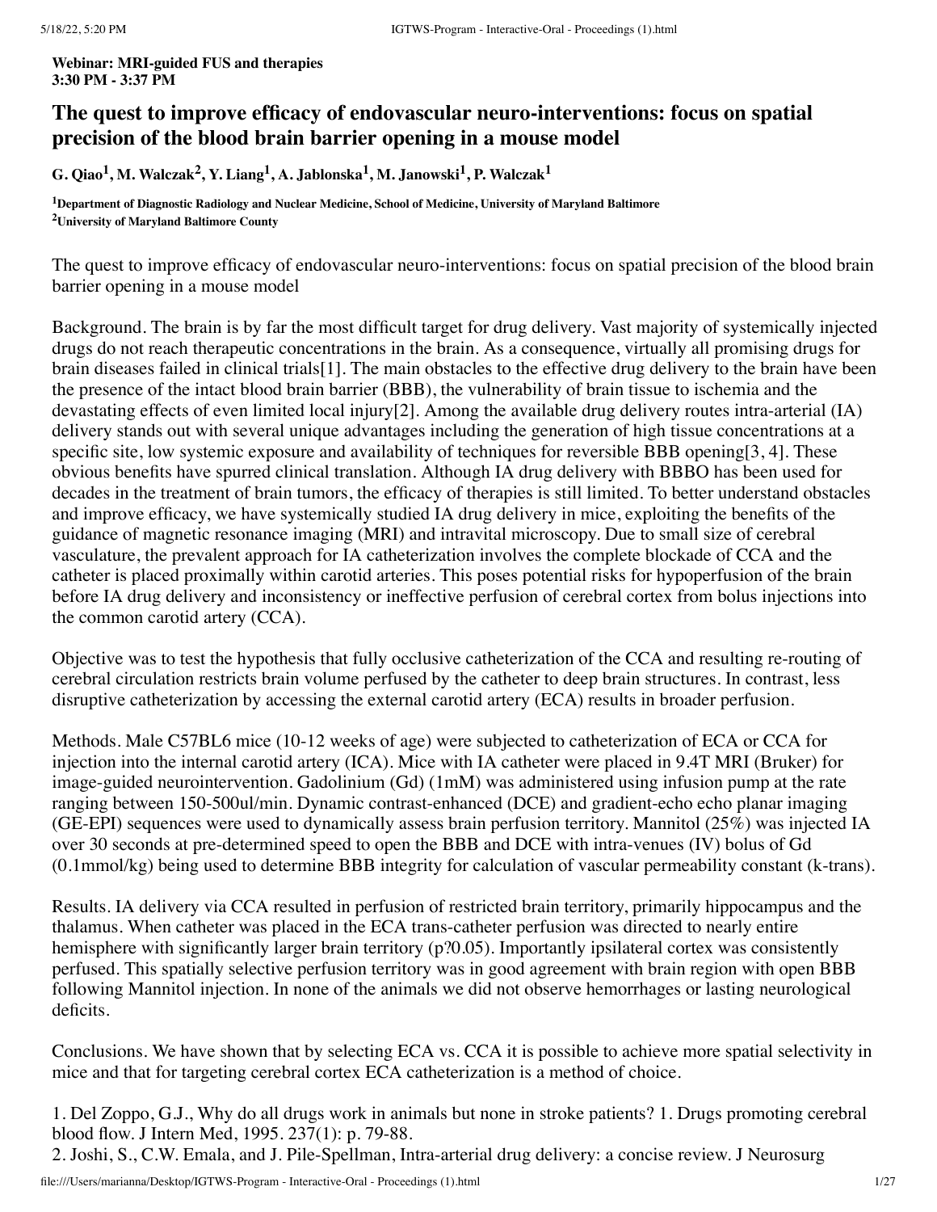**Webinar: MRI-guided FUS and therapies**
**3:30 PM - 3:37 PM**

# The quest to improve efficacy of endovascular neuro-interventions: focus on spatial precision of the blood brain barrier opening in a mouse model

**G. Qiao[1], M. Walczak[2], Y. Liang[1], A. Jablonska[1], M. Janowski[1], P. Walczak[1]**

[1]**Department of Diagnostic Radiology and Nuclear Medicine, School of Medicine, University of Maryland Baltimore**
[2]**University of Maryland Baltimore County**

The quest to improve efficacy of endovascular neuro-interventions: focus on spatial precision of the blood brain barrier opening in a mouse model

Background. The brain is by far the most difficult target for drug delivery. Vast majority of systemically injected drugs do not reach therapeutic concentrations in the brain. As a consequence, virtually all promising drugs for brain diseases failed in clinical trials[1]. The main obstacles to the effective drug delivery to the brain have been the presence of the intact blood brain barrier (BBB), the vulnerability of brain tissue to ischemia and the devastating effects of even limited local injury[2]. Among the available drug delivery routes intra-arterial (IA) delivery stands out with several unique advantages including the generation of high tissue concentrations at a specific site, low systemic exposure and availability of techniques for reversible BBB opening[3, 4]. These obvious benefits have spurred clinical translation. Although IA drug delivery with BBBO has been used for decades in the treatment of brain tumors, the efficacy of therapies is still limited. To better understand obstacles and improve efficacy, we have systemically studied IA drug delivery in mice, exploiting the benefits of the guidance of magnetic resonance imaging (MRI) and intravital microscopy. Due to small size of cerebral vasculature, the prevalent approach for IA catheterization involves the complete blockade of CCA and the catheter is placed proximally within carotid arteries. This poses potential risks for hypoperfusion of the brain before IA drug delivery and inconsistency or ineffective perfusion of cerebral cortex from bolus injections into the common carotid artery (CCA).

Objective was to test the hypothesis that fully occlusive catheterization of the CCA and resulting re-routing of cerebral circulation restricts brain volume perfused by the catheter to deep brain structures. In contrast, less disruptive catheterization by accessing the external carotid artery (ECA) results in broader perfusion.

Methods. Male C57BL6 mice (10-12 weeks of age) were subjected to catheterization of ECA or CCA for injection into the internal carotid artery (ICA). Mice with IA catheter were placed in 9.4T MRI (Bruker) for image-guided neurointervention. Gadolinium (Gd) (1mM) was administered using infusion pump at the rate ranging between 150-500ul/min. Dynamic contrast-enhanced (DCE) and gradient-echo echo planar imaging (GE-EPI) sequences were used to dynamically assess brain perfusion territory. Mannitol (25%) was injected IA over 30 seconds at pre-determined speed to open the BBB and DCE with intra-venues (IV) bolus of Gd (0.1mmol/kg) being used to determine BBB integrity for calculation of vascular permeability constant (k-trans).

Results. IA delivery via CCA resulted in perfusion of restricted brain territory, primarily hippocampus and the thalamus. When catheter was placed in the ECA trans-catheter perfusion was directed to nearly entire hemisphere with significantly larger brain territory (p?0.05). Importantly ipsilateral cortex was consistently perfused. This spatially selective perfusion territory was in good agreement with brain region with open BBB following Mannitol injection. In none of the animals we did not observe hemorrhages or lasting neurological deficits.

Conclusions. We have shown that by selecting ECA vs. CCA it is possible to achieve more spatial selectivity in mice and that for targeting cerebral cortex ECA catheterization is a method of choice.

1. Del Zoppo, G.J., Why do all drugs work in animals but none in stroke patients? 1. Drugs promoting cerebral blood flow. J Intern Med, 1995. 237(1): p. 79-88.
2. Joshi, S., C.W. Emala, and J. Pile-Spellman, Intra-arterial drug delivery: a concise review. J Neurosurg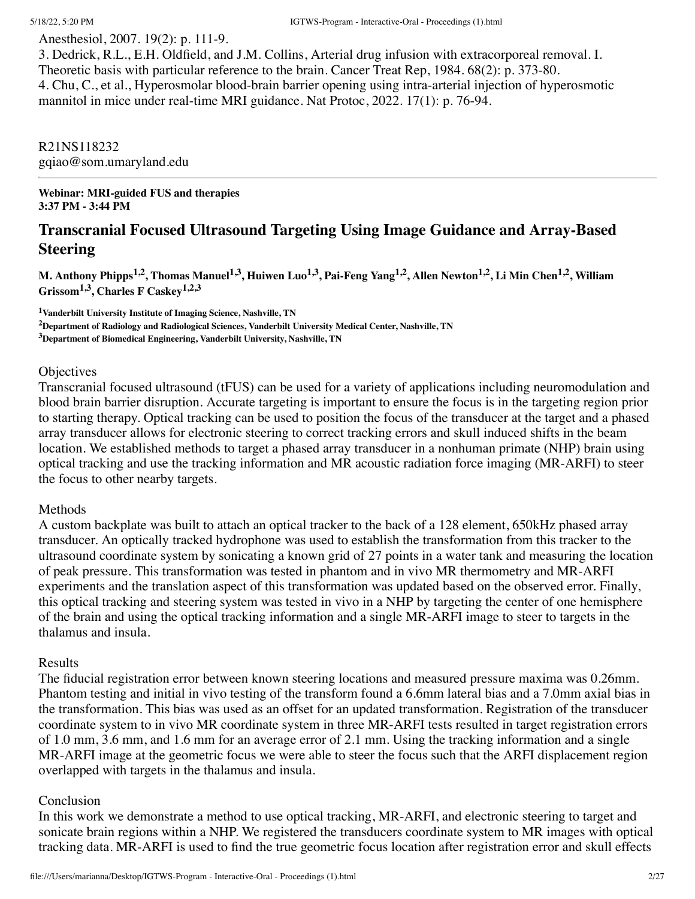Anesthesiol, 2007. 19(2): p. 111-9.
3. Dedrick, R.L., E.H. Oldfield, and J.M. Collins, Arterial drug infusion with extracorporeal removal. I. Theoretic basis with particular reference to the brain. Cancer Treat Rep, 1984. 68(2): p. 373-80.
4. Chu, C., et al., Hyperosmolar blood-brain barrier opening using intra-arterial injection of hyperosmotic mannitol in mice under real-time MRI guidance. Nat Protoc, 2022. 17(1): p. 76-94.

R21NS118232
gqiao@som.umaryland.edu

---

**Webinar: MRI-guided FUS and therapies**
**3:37 PM - 3:44 PM**

## Transcranial Focused Ultrasound Targeting Using Image Guidance and Array-Based Steering

**M. Anthony Phipps[1,2], Thomas Manuel[1,3], Huiwen Luo[1,3], Pai-Feng Yang[1,2], Allen Newton[1,2], Li Min Chen[1,2], William Grissom[1,3], Charles F Caskey[1,2,3]**

[1]Vanderbilt University Institute of Imaging Science, Nashville, TN
[2]Department of Radiology and Radiological Sciences, Vanderbilt University Medical Center, Nashville, TN
[3]Department of Biomedical Engineering, Vanderbilt University, Nashville, TN

Objectives
Transcranial focused ultrasound (tFUS) can be used for a variety of applications including neuromodulation and blood brain barrier disruption. Accurate targeting is important to ensure the focus is in the targeting region prior to starting therapy. Optical tracking can be used to position the focus of the transducer at the target and a phased array transducer allows for electronic steering to correct tracking errors and skull induced shifts in the beam location. We established methods to target a phased array transducer in a nonhuman primate (NHP) brain using optical tracking and use the tracking information and MR acoustic radiation force imaging (MR-ARFI) to steer the focus to other nearby targets.

Methods
A custom backplate was built to attach an optical tracker to the back of a 128 element, 650kHz phased array transducer. An optically tracked hydrophone was used to establish the transformation from this tracker to the ultrasound coordinate system by sonicating a known grid of 27 points in a water tank and measuring the location of peak pressure. This transformation was tested in phantom and in vivo MR thermometry and MR-ARFI experiments and the translation aspect of this transformation was updated based on the observed error. Finally, this optical tracking and steering system was tested in vivo in a NHP by targeting the center of one hemisphere of the brain and using the optical tracking information and a single MR-ARFI image to steer to targets in the thalamus and insula.

Results
The fiducial registration error between known steering locations and measured pressure maxima was 0.26mm. Phantom testing and initial in vivo testing of the transform found a 6.6mm lateral bias and a 7.0mm axial bias in the transformation. This bias was used as an offset for an updated transformation. Registration of the transducer coordinate system to in vivo MR coordinate system in three MR-ARFI tests resulted in target registration errors of 1.0 mm, 3.6 mm, and 1.6 mm for an average error of 2.1 mm. Using the tracking information and a single MR-ARFI image at the geometric focus we were able to steer the focus such that the ARFI displacement region overlapped with targets in the thalamus and insula.

Conclusion
In this work we demonstrate a method to use optical tracking, MR-ARFI, and electronic steering to target and sonicate brain regions within a NHP. We registered the transducers coordinate system to MR images with optical tracking data. MR-ARFI is used to find the true geometric focus location after registration error and skull effects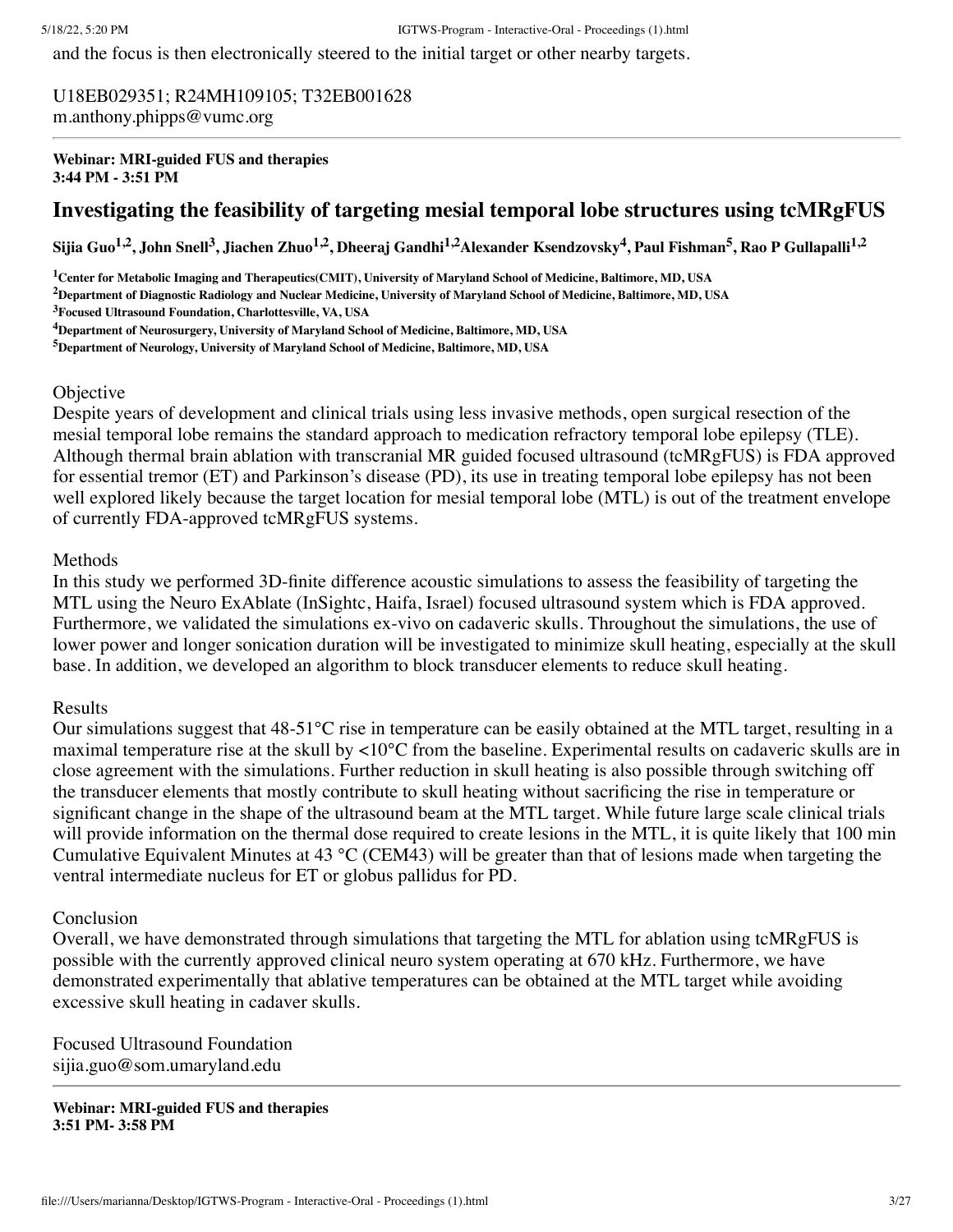and the focus is then electronically steered to the initial target or other nearby targets.

U18EB029351; R24MH109105; T32EB001628
m.anthony.phipps@vumc.org

---

**Webinar: MRI-guided FUS and therapies**
**3:44 PM - 3:51 PM**

## Investigating the feasibility of targeting mesial temporal lobe structures using tcMRgFUS

**Sijia Guo[1,2], John Snell[3], Jiachen Zhuo[1,2], Dheeraj Gandhi[1,2]Alexander Ksendzovsky[4], Paul Fishman[5], Rao P Gullapalli[1,2]**

**[1]Center for Metabolic Imaging and Therapeutics(CMIT), University of Maryland School of Medicine, Baltimore, MD, USA**
**[2]Department of Diagnostic Radiology and Nuclear Medicine, University of Maryland School of Medicine, Baltimore, MD, USA**
**[3]Focused Ultrasound Foundation, Charlottesville, VA, USA**
**[4]Department of Neurosurgery, University of Maryland School of Medicine, Baltimore, MD, USA**
**[5]Department of Neurology, University of Maryland School of Medicine, Baltimore, MD, USA**

Objective
Despite years of development and clinical trials using less invasive methods, open surgical resection of the mesial temporal lobe remains the standard approach to medication refractory temporal lobe epilepsy (TLE). Although thermal brain ablation with transcranial MR guided focused ultrasound (tcMRgFUS) is FDA approved for essential tremor (ET) and Parkinson's disease (PD), its use in treating temporal lobe epilepsy has not been well explored likely because the target location for mesial temporal lobe (MTL) is out of the treatment envelope of currently FDA-approved tcMRgFUS systems.

Methods
In this study we performed 3D-finite difference acoustic simulations to assess the feasibility of targeting the MTL using the Neuro ExAblate (InSightc, Haifa, Israel) focused ultrasound system which is FDA approved. Furthermore, we validated the simulations ex-vivo on cadaveric skulls. Throughout the simulations, the use of lower power and longer sonication duration will be investigated to minimize skull heating, especially at the skull base. In addition, we developed an algorithm to block transducer elements to reduce skull heating.

Results
Our simulations suggest that 48-51°C rise in temperature can be easily obtained at the MTL target, resulting in a maximal temperature rise at the skull by <10°C from the baseline. Experimental results on cadaveric skulls are in close agreement with the simulations. Further reduction in skull heating is also possible through switching off the transducer elements that mostly contribute to skull heating without sacrificing the rise in temperature or significant change in the shape of the ultrasound beam at the MTL target. While future large scale clinical trials will provide information on the thermal dose required to create lesions in the MTL, it is quite likely that 100 min Cumulative Equivalent Minutes at 43 °C (CEM43) will be greater than that of lesions made when targeting the ventral intermediate nucleus for ET or globus pallidus for PD.

Conclusion
Overall, we have demonstrated through simulations that targeting the MTL for ablation using tcMRgFUS is possible with the currently approved clinical neuro system operating at 670 kHz. Furthermore, we have demonstrated experimentally that ablative temperatures can be obtained at the MTL target while avoiding excessive skull heating in cadaver skulls.

Focused Ultrasound Foundation
sijia.guo@som.umaryland.edu

---

**Webinar: MRI-guided FUS and therapies**
**3:51 PM- 3:58 PM**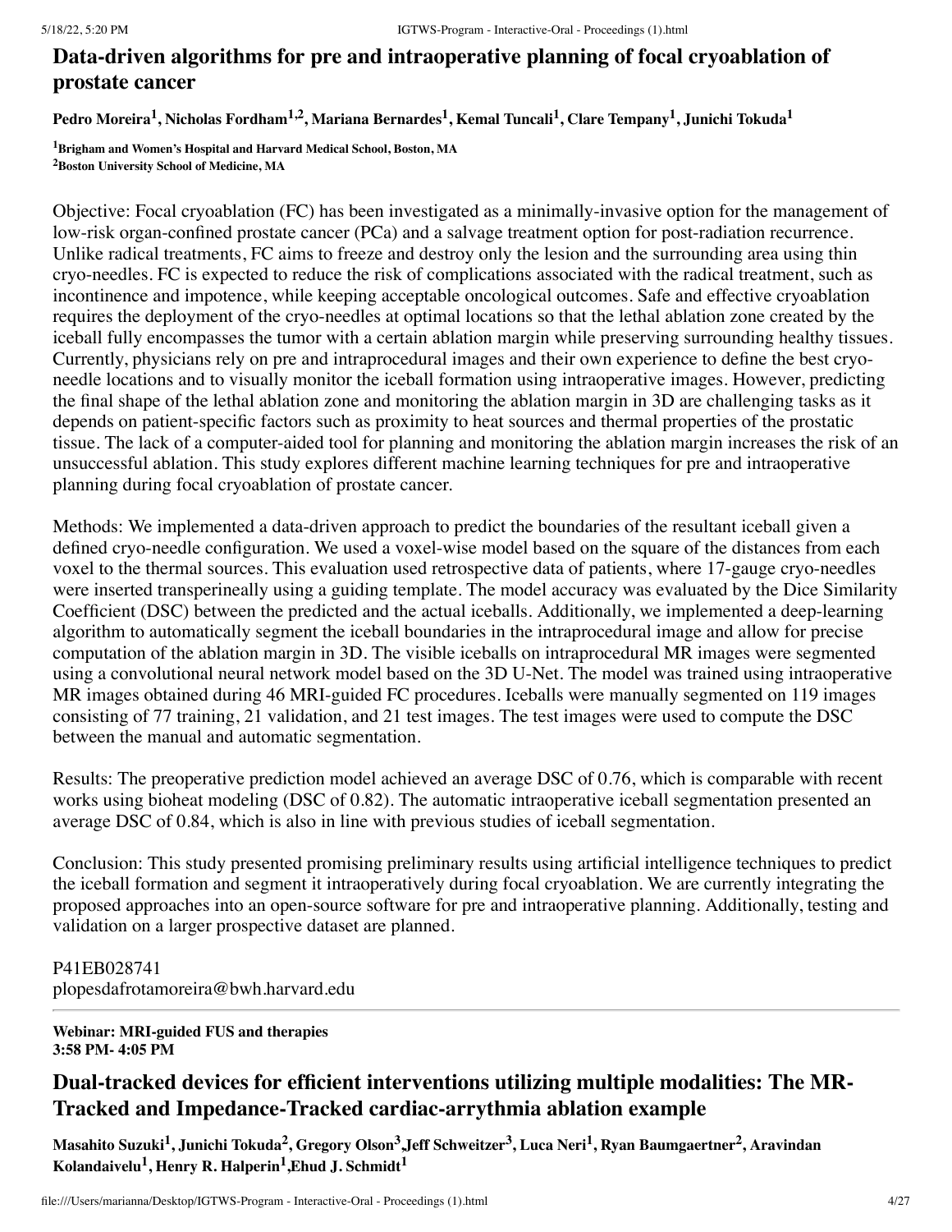## Data-driven algorithms for pre and intraoperative planning of focal cryoablation of prostate cancer

**Pedro Moreira[1], Nicholas Fordham[1,2], Mariana Bernardes[1], Kemal Tuncali[1], Clare Tempany[1], Junichi Tokuda[1]**

**[1]Brigham and Women's Hospital and Harvard Medical School, Boston, MA**
**[2]Boston University School of Medicine, MA**

Objective: Focal cryoablation (FC) has been investigated as a minimally-invasive option for the management of low-risk organ-confined prostate cancer (PCa) and a salvage treatment option for post-radiation recurrence. Unlike radical treatments, FC aims to freeze and destroy only the lesion and the surrounding area using thin cryo-needles. FC is expected to reduce the risk of complications associated with the radical treatment, such as incontinence and impotence, while keeping acceptable oncological outcomes. Safe and effective cryoablation requires the deployment of the cryo-needles at optimal locations so that the lethal ablation zone created by the iceball fully encompasses the tumor with a certain ablation margin while preserving surrounding healthy tissues. Currently, physicians rely on pre and intraprocedural images and their own experience to define the best cryo-needle locations and to visually monitor the iceball formation using intraoperative images. However, predicting the final shape of the lethal ablation zone and monitoring the ablation margin in 3D are challenging tasks as it depends on patient-specific factors such as proximity to heat sources and thermal properties of the prostatic tissue. The lack of a computer-aided tool for planning and monitoring the ablation margin increases the risk of an unsuccessful ablation. This study explores different machine learning techniques for pre and intraoperative planning during focal cryoablation of prostate cancer.

Methods: We implemented a data-driven approach to predict the boundaries of the resultant iceball given a defined cryo-needle configuration. We used a voxel-wise model based on the square of the distances from each voxel to the thermal sources. This evaluation used retrospective data of patients, where 17-gauge cryo-needles were inserted transperineally using a guiding template. The model accuracy was evaluated by the Dice Similarity Coefficient (DSC) between the predicted and the actual iceballs. Additionally, we implemented a deep-learning algorithm to automatically segment the iceball boundaries in the intraprocedural image and allow for precise computation of the ablation margin in 3D. The visible iceballs on intraprocedural MR images were segmented using a convolutional neural network model based on the 3D U-Net. The model was trained using intraoperative MR images obtained during 46 MRI-guided FC procedures. Iceballs were manually segmented on 119 images consisting of 77 training, 21 validation, and 21 test images. The test images were used to compute the DSC between the manual and automatic segmentation.

Results: The preoperative prediction model achieved an average DSC of 0.76, which is comparable with recent works using bioheat modeling (DSC of 0.82). The automatic intraoperative iceball segmentation presented an average DSC of 0.84, which is also in line with previous studies of iceball segmentation.

Conclusion: This study presented promising preliminary results using artificial intelligence techniques to predict the iceball formation and segment it intraoperatively during focal cryoablation. We are currently integrating the proposed approaches into an open-source software for pre and intraoperative planning. Additionally, testing and validation on a larger prospective dataset are planned.

P41EB028741
plopesdafrotamoreira@bwh.harvard.edu

---

**Webinar: MRI-guided FUS and therapies**
**3:58 PM- 4:05 PM**

## Dual-tracked devices for efficient interventions utilizing multiple modalities: The MR-Tracked and Impedance-Tracked cardiac-arrythmia ablation example

**Masahito Suzuki[1], Junichi Tokuda[2], Gregory Olson[3], Jeff Schweitzer[3], Luca Neri[1], Ryan Baumgaertner[2], Aravindan Kolandaivelu[1], Henry R. Halperin[1], Ehud J. Schmidt[1]**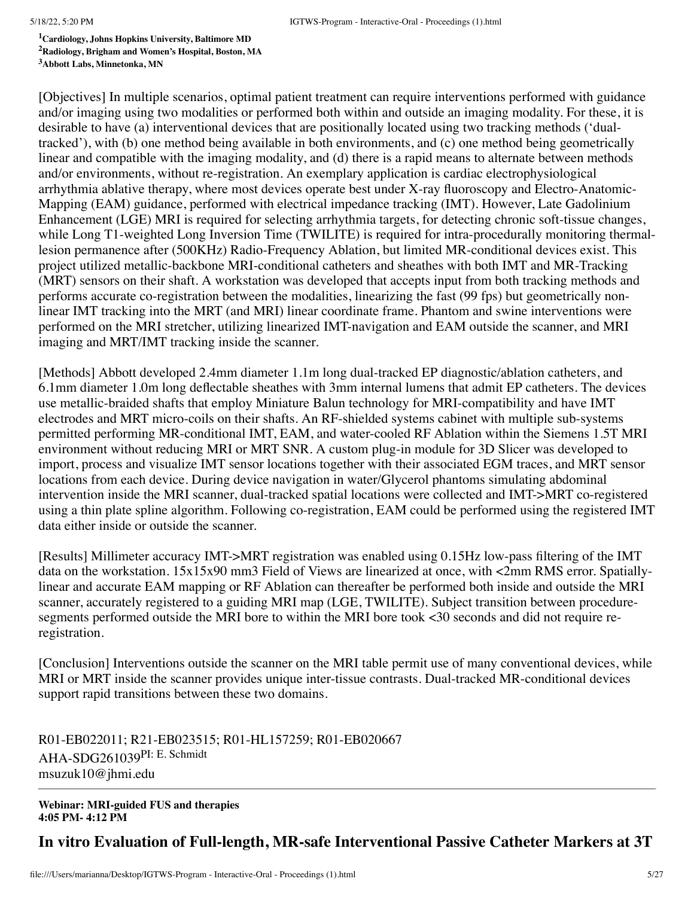[1]Cardiology, Johns Hopkins University, Baltimore MD
[2]Radiology, Brigham and Women's Hospital, Boston, MA
[3]Abbott Labs, Minnetonka, MN

[Objectives] In multiple scenarios, optimal patient treatment can require interventions performed with guidance and/or imaging using two modalities or performed both within and outside an imaging modality. For these, it is desirable to have (a) interventional devices that are positionally located using two tracking methods ('dual-tracked'), with (b) one method being available in both environments, and (c) one method being geometrically linear and compatible with the imaging modality, and (d) there is a rapid means to alternate between methods and/or environments, without re-registration. An exemplary application is cardiac electrophysiological arrhythmia ablative therapy, where most devices operate best under X-ray fluoroscopy and Electro-Anatomic-Mapping (EAM) guidance, performed with electrical impedance tracking (IMT). However, Late Gadolinium Enhancement (LGE) MRI is required for selecting arrhythmia targets, for detecting chronic soft-tissue changes, while Long T1-weighted Long Inversion Time (TWILITE) is required for intra-procedurally monitoring thermal-lesion permanence after (500KHz) Radio-Frequency Ablation, but limited MR-conditional devices exist. This project utilized metallic-backbone MRI-conditional catheters and sheathes with both IMT and MR-Tracking (MRT) sensors on their shaft. A workstation was developed that accepts input from both tracking methods and performs accurate co-registration between the modalities, linearizing the fast (99 fps) but geometrically non-linear IMT tracking into the MRT (and MRI) linear coordinate frame. Phantom and swine interventions were performed on the MRI stretcher, utilizing linearized IMT-navigation and EAM outside the scanner, and MRI imaging and MRT/IMT tracking inside the scanner.

[Methods] Abbott developed 2.4mm diameter 1.1m long dual-tracked EP diagnostic/ablation catheters, and 6.1mm diameter 1.0m long deflectable sheathes with 3mm internal lumens that admit EP catheters. The devices use metallic-braided shafts that employ Miniature Balun technology for MRI-compatibility and have IMT electrodes and MRT micro-coils on their shafts. An RF-shielded systems cabinet with multiple sub-systems permitted performing MR-conditional IMT, EAM, and water-cooled RF Ablation within the Siemens 1.5T MRI environment without reducing MRI or MRT SNR. A custom plug-in module for 3D Slicer was developed to import, process and visualize IMT sensor locations together with their associated EGM traces, and MRT sensor locations from each device. During device navigation in water/Glycerol phantoms simulating abdominal intervention inside the MRI scanner, dual-tracked spatial locations were collected and IMT->MRT co-registered using a thin plate spline algorithm. Following co-registration, EAM could be performed using the registered IMT data either inside or outside the scanner.

[Results] Millimeter accuracy IMT->MRT registration was enabled using 0.15Hz low-pass filtering of the IMT data on the workstation. 15x15x90 mm3 Field of Views are linearized at once, with <2mm RMS error. Spatially-linear and accurate EAM mapping or RF Ablation can thereafter be performed both inside and outside the MRI scanner, accurately registered to a guiding MRI map (LGE, TWILITE). Subject transition between procedure-segments performed outside the MRI bore to within the MRI bore took <30 seconds and did not require re-registration.

[Conclusion] Interventions outside the scanner on the MRI table permit use of many conventional devices, while MRI or MRT inside the scanner provides unique inter-tissue contrasts. Dual-tracked MR-conditional devices support rapid transitions between these two domains.

R01-EB022011; R21-EB023515; R01-HL157259; R01-EB020667
AHA-SDG261039 PI: E. Schmidt
msuzuk10@jhmi.edu

---

**Webinar: MRI-guided FUS and therapies**
**4:05 PM- 4:12 PM**

## In vitro Evaluation of Full-length, MR-safe Interventional Passive Catheter Markers at 3T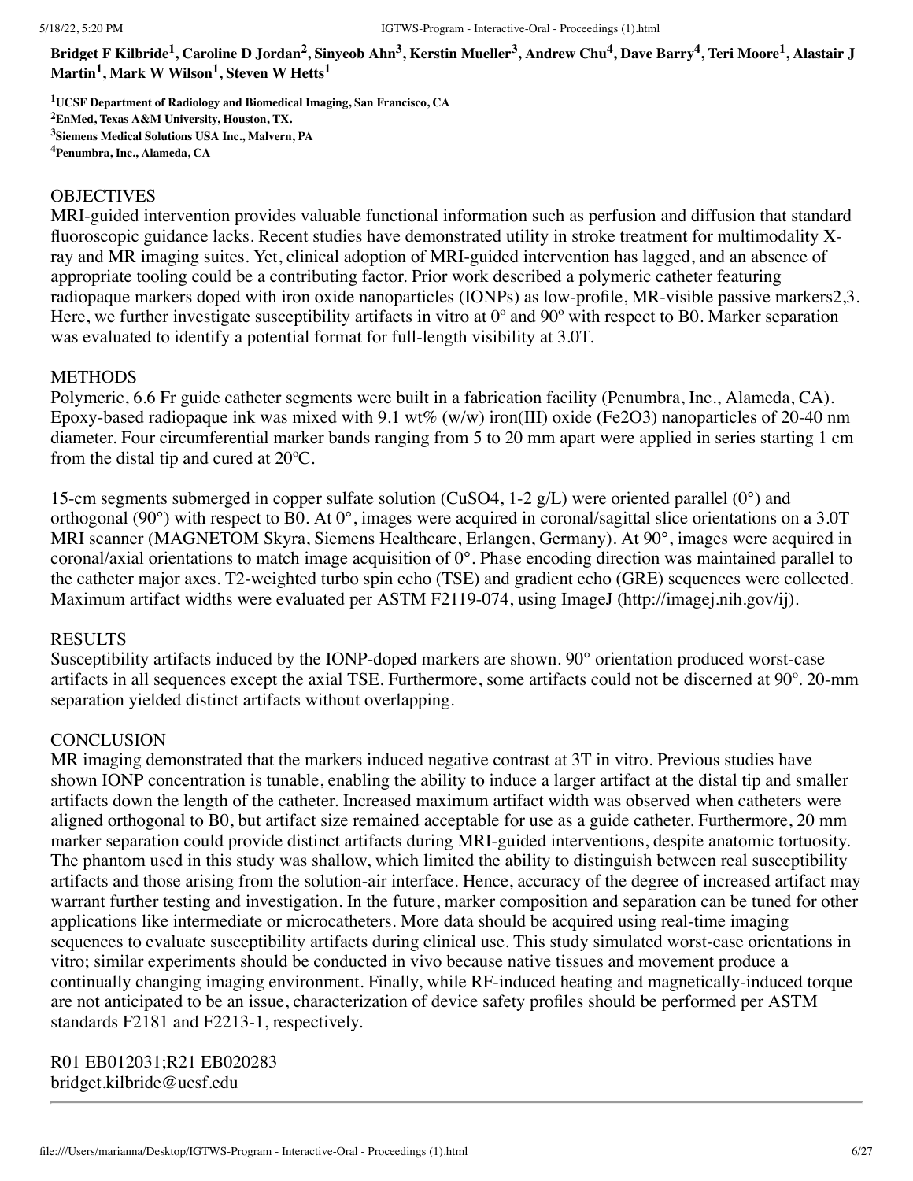**Bridget F Kilbride[1], Caroline D Jordan[2], Sinyeob Ahn[3], Kerstin Mueller[3], Andrew Chu[4], Dave Barry[4], Teri Moore[1], Alastair J Martin[1], Mark W Wilson[1], Steven W Hetts[1]**

**[1]UCSF Department of Radiology and Biomedical Imaging, San Francisco, CA**
**[2]EnMed, Texas A&M University, Houston, TX.**
**[3]Siemens Medical Solutions USA Inc., Malvern, PA**
**[4]Penumbra, Inc., Alameda, CA**

OBJECTIVES

MRI-guided intervention provides valuable functional information such as perfusion and diffusion that standard fluoroscopic guidance lacks. Recent studies have demonstrated utility in stroke treatment for multimodality X-ray and MR imaging suites. Yet, clinical adoption of MRI-guided intervention has lagged, and an absence of appropriate tooling could be a contributing factor. Prior work described a polymeric catheter featuring radiopaque markers doped with iron oxide nanoparticles (IONPs) as low-profile, MR-visible passive markers2,3. Here, we further investigate susceptibility artifacts in vitro at 0º and 90º with respect to B0. Marker separation was evaluated to identify a potential format for full-length visibility at 3.0T.

METHODS

Polymeric, 6.6 Fr guide catheter segments were built in a fabrication facility (Penumbra, Inc., Alameda, CA). Epoxy-based radiopaque ink was mixed with 9.1 wt% (w/w) iron(III) oxide ($Fe_2O_3$) nanoparticles of 20-40 nm diameter. Four circumferential marker bands ranging from 5 to 20 mm apart were applied in series starting 1 cm from the distal tip and cured at 20ºC.

15-cm segments submerged in copper sulfate solution ($CuSO_4$, 1-2 g/L) were oriented parallel (0°) and orthogonal (90°) with respect to B0. At 0°, images were acquired in coronal/sagittal slice orientations on a 3.0T MRI scanner (MAGNETOM Skyra, Siemens Healthcare, Erlangen, Germany). At 90°, images were acquired in coronal/axial orientations to match image acquisition of 0°. Phase encoding direction was maintained parallel to the catheter major axes. T2-weighted turbo spin echo (TSE) and gradient echo (GRE) sequences were collected. Maximum artifact widths were evaluated per ASTM F2119-074, using ImageJ (http://imagej.nih.gov/ij).

RESULTS

Susceptibility artifacts induced by the IONP-doped markers are shown. 90° orientation produced worst-case artifacts in all sequences except the axial TSE. Furthermore, some artifacts could not be discerned at 90º. 20-mm separation yielded distinct artifacts without overlapping.

CONCLUSION

MR imaging demonstrated that the markers induced negative contrast at 3T in vitro. Previous studies have shown IONP concentration is tunable, enabling the ability to induce a larger artifact at the distal tip and smaller artifacts down the length of the catheter. Increased maximum artifact width was observed when catheters were aligned orthogonal to B0, but artifact size remained acceptable for use as a guide catheter. Furthermore, 20 mm marker separation could provide distinct artifacts during MRI-guided interventions, despite anatomic tortuosity. The phantom used in this study was shallow, which limited the ability to distinguish between real susceptibility artifacts and those arising from the solution-air interface. Hence, accuracy of the degree of increased artifact may warrant further testing and investigation. In the future, marker composition and separation can be tuned for other applications like intermediate or microcatheters. More data should be acquired using real-time imaging sequences to evaluate susceptibility artifacts during clinical use. This study simulated worst-case orientations in vitro; similar experiments should be conducted in vivo because native tissues and movement produce a continually changing imaging environment. Finally, while RF-induced heating and magnetically-induced torque are not anticipated to be an issue, characterization of device safety profiles should be performed per ASTM standards F2181 and F2213-1, respectively.

R01 EB012031;R21 EB020283
bridget.kilbride@ucsf.edu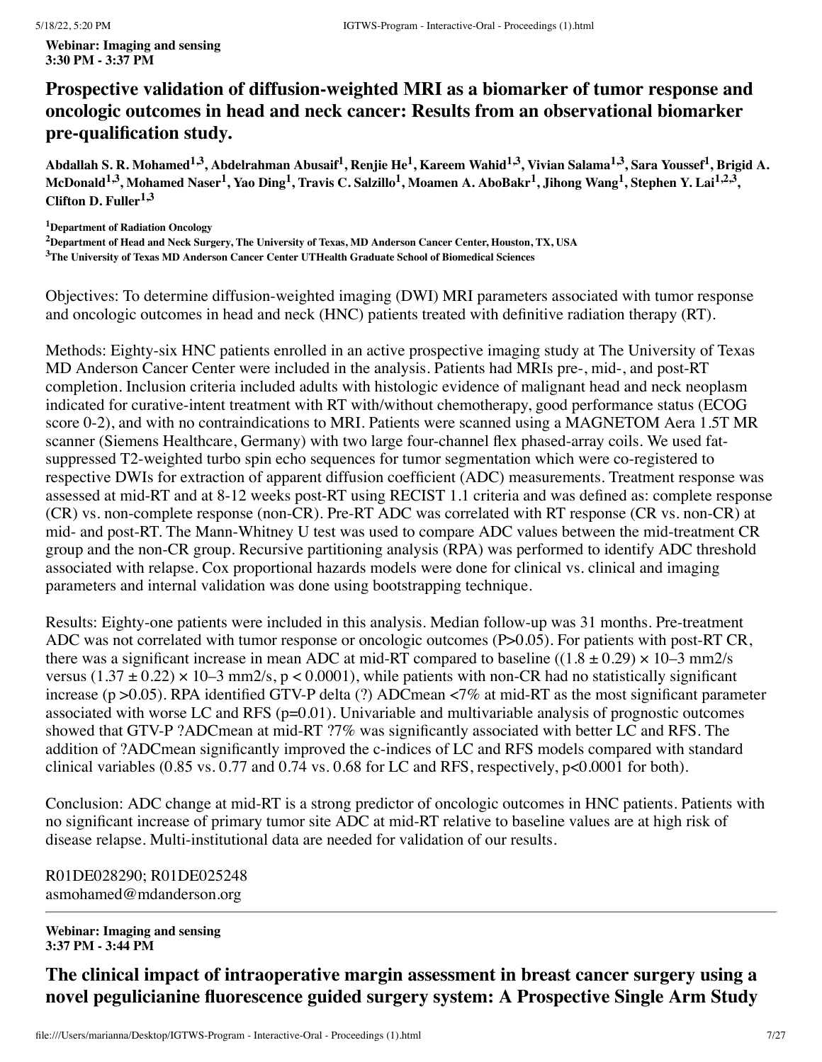**Webinar: Imaging and sensing**
**3:30 PM - 3:37 PM**

## Prospective validation of diffusion-weighted MRI as a biomarker of tumor response and oncologic outcomes in head and neck cancer: Results from an observational biomarker pre-qualification study.

**Abdallah S. R. Mohamed[1,3], Abdelrahman Abusaif[1], Renjie He[1], Kareem Wahid[1,3], Vivian Salama[1,3], Sara Youssef[1], Brigid A. McDonald[1,3], Mohamed Naser[1], Yao Ding[1], Travis C. Salzillo[1], Moamen A. AboBakr[1], Jihong Wang[1], Stephen Y. Lai[1,2,3], Clifton D. Fuller[1,3]**

[1]**Department of Radiation Oncology**
[2]**Department of Head and Neck Surgery, The University of Texas, MD Anderson Cancer Center, Houston, TX, USA**
[3]**The University of Texas MD Anderson Cancer Center UTHealth Graduate School of Biomedical Sciences**

Objectives: To determine diffusion-weighted imaging (DWI) MRI parameters associated with tumor response and oncologic outcomes in head and neck (HNC) patients treated with definitive radiation therapy (RT).

Methods: Eighty-six HNC patients enrolled in an active prospective imaging study at The University of Texas MD Anderson Cancer Center were included in the analysis. Patients had MRIs pre-, mid-, and post-RT completion. Inclusion criteria included adults with histologic evidence of malignant head and neck neoplasm indicated for curative-intent treatment with RT with/without chemotherapy, good performance status (ECOG score 0-2), and with no contraindications to MRI. Patients were scanned using a MAGNETOM Aera 1.5T MR scanner (Siemens Healthcare, Germany) with two large four-channel flex phased-array coils. We used fat-suppressed T2-weighted turbo spin echo sequences for tumor segmentation which were co-registered to respective DWIs for extraction of apparent diffusion coefficient (ADC) measurements. Treatment response was assessed at mid-RT and at 8-12 weeks post-RT using RECIST 1.1 criteria and was defined as: complete response (CR) vs. non-complete response (non-CR). Pre-RT ADC was correlated with RT response (CR vs. non-CR) at mid- and post-RT. The Mann-Whitney U test was used to compare ADC values between the mid-treatment CR group and the non-CR group. Recursive partitioning analysis (RPA) was performed to identify ADC threshold associated with relapse. Cox proportional hazards models were done for clinical vs. clinical and imaging parameters and internal validation was done using bootstrapping technique.

Results: Eighty-one patients were included in this analysis. Median follow-up was 31 months. Pre-treatment ADC was not correlated with tumor response or oncologic outcomes ($P>0.05$). For patients with post-RT CR, there was a significant increase in mean ADC at mid-RT compared to baseline $((1.8 \pm 0.29) \times 10^{-3}$ mm2/s versus $(1.37 \pm 0.22) \times 10^{-3}$ mm2/s, $p < 0.0001$), while patients with non-CR had no statistically significant increase ($p > 0.05$). RPA identified GTV-P delta (?) ADCmean <7% at mid-RT as the most significant parameter associated with worse LC and RFS ($p=0.01$). Univariable and multivariable analysis of prognostic outcomes showed that GTV-P ?ADCmean at mid-RT ?7% was significantly associated with better LC and RFS. The addition of ?ADCmean significantly improved the c-indices of LC and RFS models compared with standard clinical variables (0.85 vs. 0.77 and 0.74 vs. 0.68 for LC and RFS, respectively, $p<0.0001$ for both).

Conclusion: ADC change at mid-RT is a strong predictor of oncologic outcomes in HNC patients. Patients with no significant increase of primary tumor site ADC at mid-RT relative to baseline values are at high risk of disease relapse. Multi-institutional data are needed for validation of our results.

R01DE028290; R01DE025248
asmohamed@mdanderson.org

---

**Webinar: Imaging and sensing**
**3:37 PM - 3:44 PM**

## The clinical impact of intraoperative margin assessment in breast cancer surgery using a novel pegulicianine fluorescence guided surgery system: A Prospective Single Arm Study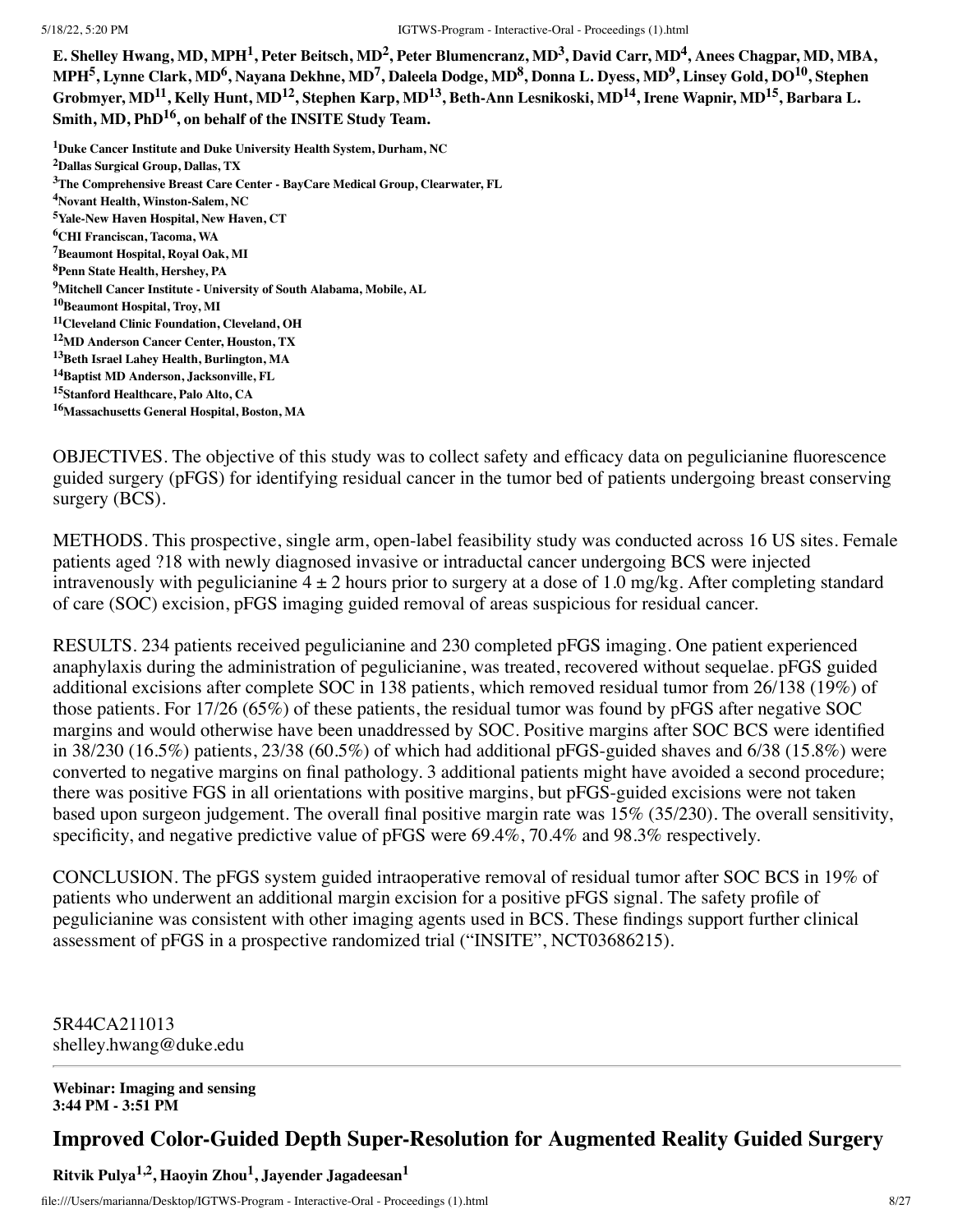**E. Shelley Hwang, MD, MPH[1], Peter Beitsch, MD[2], Peter Blumencranz, MD[3], David Carr, MD[4], Anees Chagpar, MD, MBA, MPH[5], Lynne Clark, MD[6], Nayana Dekhne, MD[7], Daleela Dodge, MD[8], Donna L. Dyess, MD[9], Linsey Gold, DO[10], Stephen Grobmyer, MD[11], Kelly Hunt, MD[12], Stephen Karp, MD[13], Beth-Ann Lesnikoski, MD[14], Irene Wapnir, MD[15], Barbara L. Smith, MD, PhD[16], on behalf of the INSITE Study Team.**

**[1]Duke Cancer Institute and Duke University Health System, Durham, NC**
**[2]Dallas Surgical Group, Dallas, TX**
**[3]The Comprehensive Breast Care Center - BayCare Medical Group, Clearwater, FL**
**[4]Novant Health, Winston-Salem, NC**
**[5]Yale-New Haven Hospital, New Haven, CT**
**[6]CHI Franciscan, Tacoma, WA**
**[7]Beaumont Hospital, Royal Oak, MI**
**[8]Penn State Health, Hershey, PA**
**[9]Mitchell Cancer Institute - University of South Alabama, Mobile, AL**
**[10]Beaumont Hospital, Troy, MI**
**[11]Cleveland Clinic Foundation, Cleveland, OH**
**[12]MD Anderson Cancer Center, Houston, TX**
**[13]Beth Israel Lahey Health, Burlington, MA**
**[14]Baptist MD Anderson, Jacksonville, FL**
**[15]Stanford Healthcare, Palo Alto, CA**
**[16]Massachusetts General Hospital, Boston, MA**

OBJECTIVES. The objective of this study was to collect safety and efficacy data on pegulicianine fluorescence guided surgery (pFGS) for identifying residual cancer in the tumor bed of patients undergoing breast conserving surgery (BCS).

METHODS. This prospective, single arm, open-label feasibility study was conducted across 16 US sites. Female patients aged ?18 with newly diagnosed invasive or intraductal cancer undergoing BCS were injected intravenously with pegulicianine 4 ± 2 hours prior to surgery at a dose of 1.0 mg/kg. After completing standard of care (SOC) excision, pFGS imaging guided removal of areas suspicious for residual cancer.

RESULTS. 234 patients received pegulicianine and 230 completed pFGS imaging. One patient experienced anaphylaxis during the administration of pegulicianine, was treated, recovered without sequelae. pFGS guided additional excisions after complete SOC in 138 patients, which removed residual tumor from 26/138 (19%) of those patients. For 17/26 (65%) of these patients, the residual tumor was found by pFGS after negative SOC margins and would otherwise have been unaddressed by SOC. Positive margins after SOC BCS were identified in 38/230 (16.5%) patients, 23/38 (60.5%) of which had additional pFGS-guided shaves and 6/38 (15.8%) were converted to negative margins on final pathology. 3 additional patients might have avoided a second procedure; there was positive FGS in all orientations with positive margins, but pFGS-guided excisions were not taken based upon surgeon judgement. The overall final positive margin rate was 15% (35/230). The overall sensitivity, specificity, and negative predictive value of pFGS were 69.4%, 70.4% and 98.3% respectively.

CONCLUSION. The pFGS system guided intraoperative removal of residual tumor after SOC BCS in 19% of patients who underwent an additional margin excision for a positive pFGS signal. The safety profile of pegulicianine was consistent with other imaging agents used in BCS. These findings support further clinical assessment of pFGS in a prospective randomized trial ("INSITE", NCT03686215).

5R44CA211013
shelley.hwang@duke.edu

---

**Webinar: Imaging and sensing**
**3:44 PM - 3:51 PM**

## Improved Color-Guided Depth Super-Resolution for Augmented Reality Guided Surgery

**Ritvik Pulya[1,2], Haoyin Zhou[1], Jayender Jagadeesan[1]**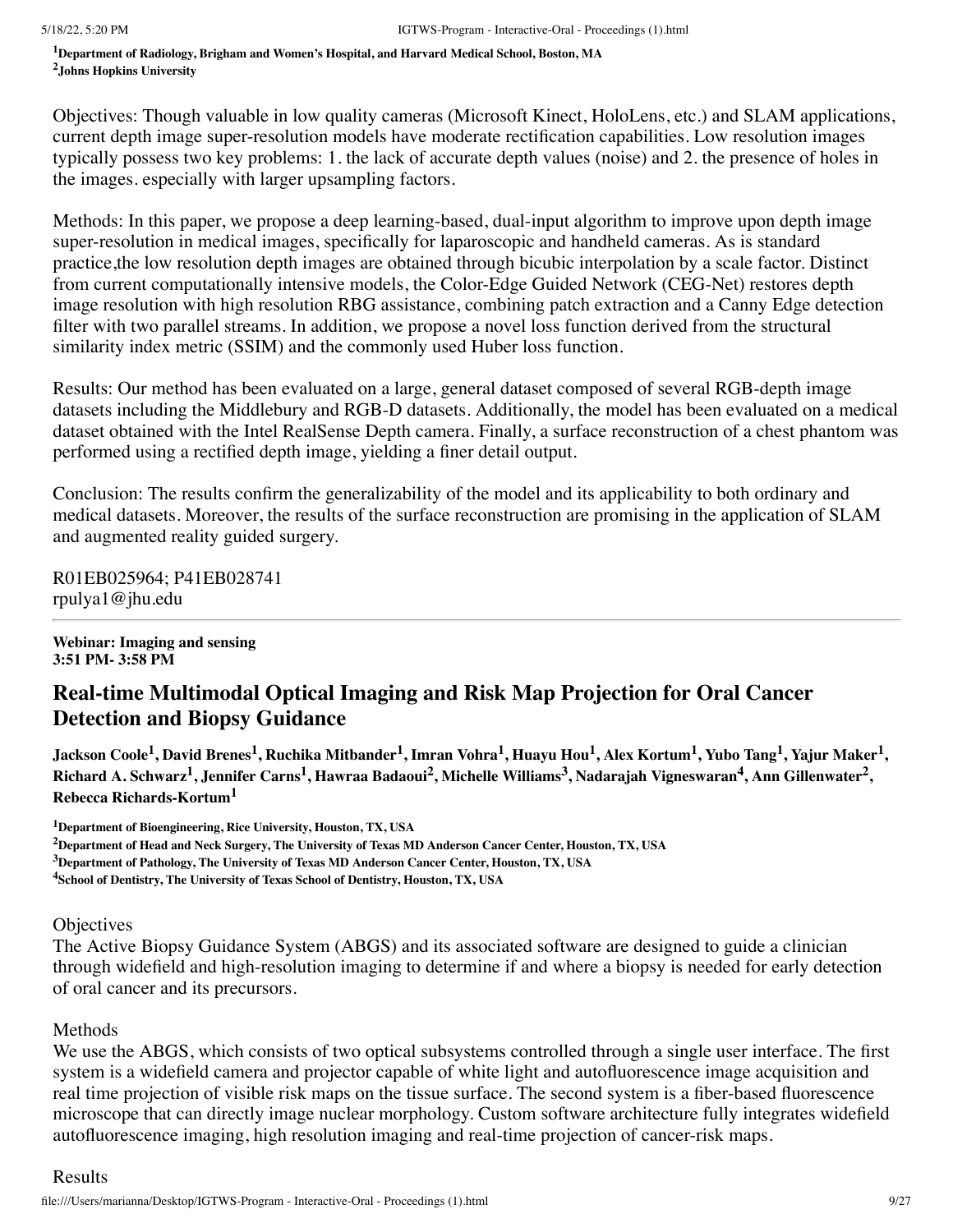[1]Department of Radiology, Brigham and Women's Hospital, and Harvard Medical School, Boston, MA
[2]Johns Hopkins University

Objectives: Though valuable in low quality cameras (Microsoft Kinect, HoloLens, etc.) and SLAM applications, current depth image super-resolution models have moderate rectification capabilities. Low resolution images typically possess two key problems: 1. the lack of accurate depth values (noise) and 2. the presence of holes in the images. especially with larger upsampling factors.

Methods: In this paper, we propose a deep learning-based, dual-input algorithm to improve upon depth image super-resolution in medical images, specifically for laparoscopic and handheld cameras. As is standard practice,the low resolution depth images are obtained through bicubic interpolation by a scale factor. Distinct from current computationally intensive models, the Color-Edge Guided Network (CEG-Net) restores depth image resolution with high resolution RBG assistance, combining patch extraction and a Canny Edge detection filter with two parallel streams. In addition, we propose a novel loss function derived from the structural similarity index metric (SSIM) and the commonly used Huber loss function.

Results: Our method has been evaluated on a large, general dataset composed of several RGB-depth image datasets including the Middlebury and RGB-D datasets. Additionally, the model has been evaluated on a medical dataset obtained with the Intel RealSense Depth camera. Finally, a surface reconstruction of a chest phantom was performed using a rectified depth image, yielding a finer detail output.

Conclusion: The results confirm the generalizability of the model and its applicability to both ordinary and medical datasets. Moreover, the results of the surface reconstruction are promising in the application of SLAM and augmented reality guided surgery.

R01EB025964; P41EB028741
rpulya1@jhu.edu

---

**Webinar: Imaging and sensing**
**3:51 PM- 3:58 PM**

## Real-time Multimodal Optical Imaging and Risk Map Projection for Oral Cancer Detection and Biopsy Guidance

**Jackson Coole[1], David Brenes[1], Ruchika Mitbander[1], Imran Vohra[1], Huayu Hou[1], Alex Kortum[1], Yubo Tang[1], Yajur Maker[1], Richard A. Schwarz[1], Jennifer Carns[1], Hawraa Badaoui[2], Michelle Williams[3], Nadarajah Vigneswaran[4], Ann Gillenwater[2], Rebecca Richards-Kortum[1]**

[1]Department of Bioengineering, Rice University, Houston, TX, USA
[2]Department of Head and Neck Surgery, The University of Texas MD Anderson Cancer Center, Houston, TX, USA
[3]Department of Pathology, The University of Texas MD Anderson Cancer Center, Houston, TX, USA
[4]School of Dentistry, The University of Texas School of Dentistry, Houston, TX, USA

Objectives
The Active Biopsy Guidance System (ABGS) and its associated software are designed to guide a clinician through widefield and high-resolution imaging to determine if and where a biopsy is needed for early detection of oral cancer and its precursors.

Methods
We use the ABGS, which consists of two optical subsystems controlled through a single user interface. The first system is a widefield camera and projector capable of white light and autofluorescence image acquisition and real time projection of visible risk maps on the tissue surface. The second system is a fiber-based fluorescence microscope that can directly image nuclear morphology. Custom software architecture fully integrates widefield autofluorescence imaging, high resolution imaging and real-time projection of cancer-risk maps.

Results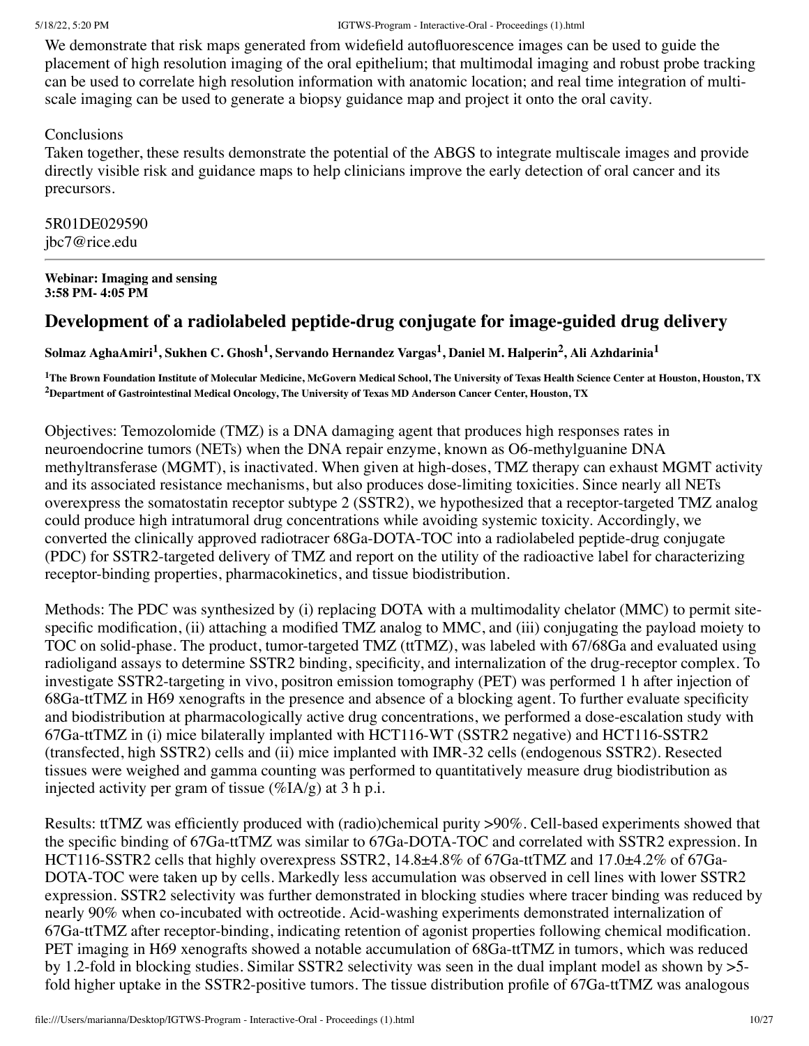We demonstrate that risk maps generated from widefield autofluorescence images can be used to guide the placement of high resolution imaging of the oral epithelium; that multimodal imaging and robust probe tracking can be used to correlate high resolution information with anatomic location; and real time integration of multi-scale imaging can be used to generate a biopsy guidance map and project it onto the oral cavity.

Conclusions
Taken together, these results demonstrate the potential of the ABGS to integrate multiscale images and provide directly visible risk and guidance maps to help clinicians improve the early detection of oral cancer and its precursors.

5R01DE029590
jbc7@rice.edu

---

**Webinar: Imaging and sensing**
**3:58 PM- 4:05 PM**

## Development of a radiolabeled peptide-drug conjugate for image-guided drug delivery

**Solmaz AghaAmiri[1], Sukhen C. Ghosh[1], Servando Hernandez Vargas[1], Daniel M. Halperin[2], Ali Azhdarinia[1]**

**[1]The Brown Foundation Institute of Molecular Medicine, McGovern Medical School, The University of Texas Health Science Center at Houston, Houston, TX**
**[2]Department of Gastrointestinal Medical Oncology, The University of Texas MD Anderson Cancer Center, Houston, TX**

Objectives: Temozolomide (TMZ) is a DNA damaging agent that produces high responses rates in neuroendocrine tumors (NETs) when the DNA repair enzyme, known as O6-methylguanine DNA methyltransferase (MGMT), is inactivated. When given at high-doses, TMZ therapy can exhaust MGMT activity and its associated resistance mechanisms, but also produces dose-limiting toxicities. Since nearly all NETs overexpress the somatostatin receptor subtype 2 (SSTR2), we hypothesized that a receptor-targeted TMZ analog could produce high intratumoral drug concentrations while avoiding systemic toxicity. Accordingly, we converted the clinically approved radiotracer 68Ga-DOTA-TOC into a radiolabeled peptide-drug conjugate (PDC) for SSTR2-targeted delivery of TMZ and report on the utility of the radioactive label for characterizing receptor-binding properties, pharmacokinetics, and tissue biodistribution.

Methods: The PDC was synthesized by (i) replacing DOTA with a multimodality chelator (MMC) to permit site-specific modification, (ii) attaching a modified TMZ analog to MMC, and (iii) conjugating the payload moiety to TOC on solid-phase. The product, tumor-targeted TMZ (ttTMZ), was labeled with 67/68Ga and evaluated using radioligand assays to determine SSTR2 binding, specificity, and internalization of the drug-receptor complex. To investigate SSTR2-targeting in vivo, positron emission tomography (PET) was performed 1 h after injection of 68Ga-ttTMZ in H69 xenografts in the presence and absence of a blocking agent. To further evaluate specificity and biodistribution at pharmacologically active drug concentrations, we performed a dose-escalation study with 67Ga-ttTMZ in (i) mice bilaterally implanted with HCT116-WT (SSTR2 negative) and HCT116-SSTR2 (transfected, high SSTR2) cells and (ii) mice implanted with IMR-32 cells (endogenous SSTR2). Resected tissues were weighed and gamma counting was performed to quantitatively measure drug biodistribution as injected activity per gram of tissue (%IA/g) at 3 h p.i.

Results: ttTMZ was efficiently produced with (radio)chemical purity >90%. Cell-based experiments showed that the specific binding of 67Ga-ttTMZ was similar to 67Ga-DOTA-TOC and correlated with SSTR2 expression. In HCT116-SSTR2 cells that highly overexpress SSTR2, 14.8±4.8% of 67Ga-ttTMZ and 17.0±4.2% of 67Ga-DOTA-TOC were taken up by cells. Markedly less accumulation was observed in cell lines with lower SSTR2 expression. SSTR2 selectivity was further demonstrated in blocking studies where tracer binding was reduced by nearly 90% when co-incubated with octreotide. Acid-washing experiments demonstrated internalization of 67Ga-ttTMZ after receptor-binding, indicating retention of agonist properties following chemical modification. PET imaging in H69 xenografts showed a notable accumulation of 68Ga-ttTMZ in tumors, which was reduced by 1.2-fold in blocking studies. Similar SSTR2 selectivity was seen in the dual implant model as shown by >5-fold higher uptake in the SSTR2-positive tumors. The tissue distribution profile of 67Ga-ttTMZ was analogous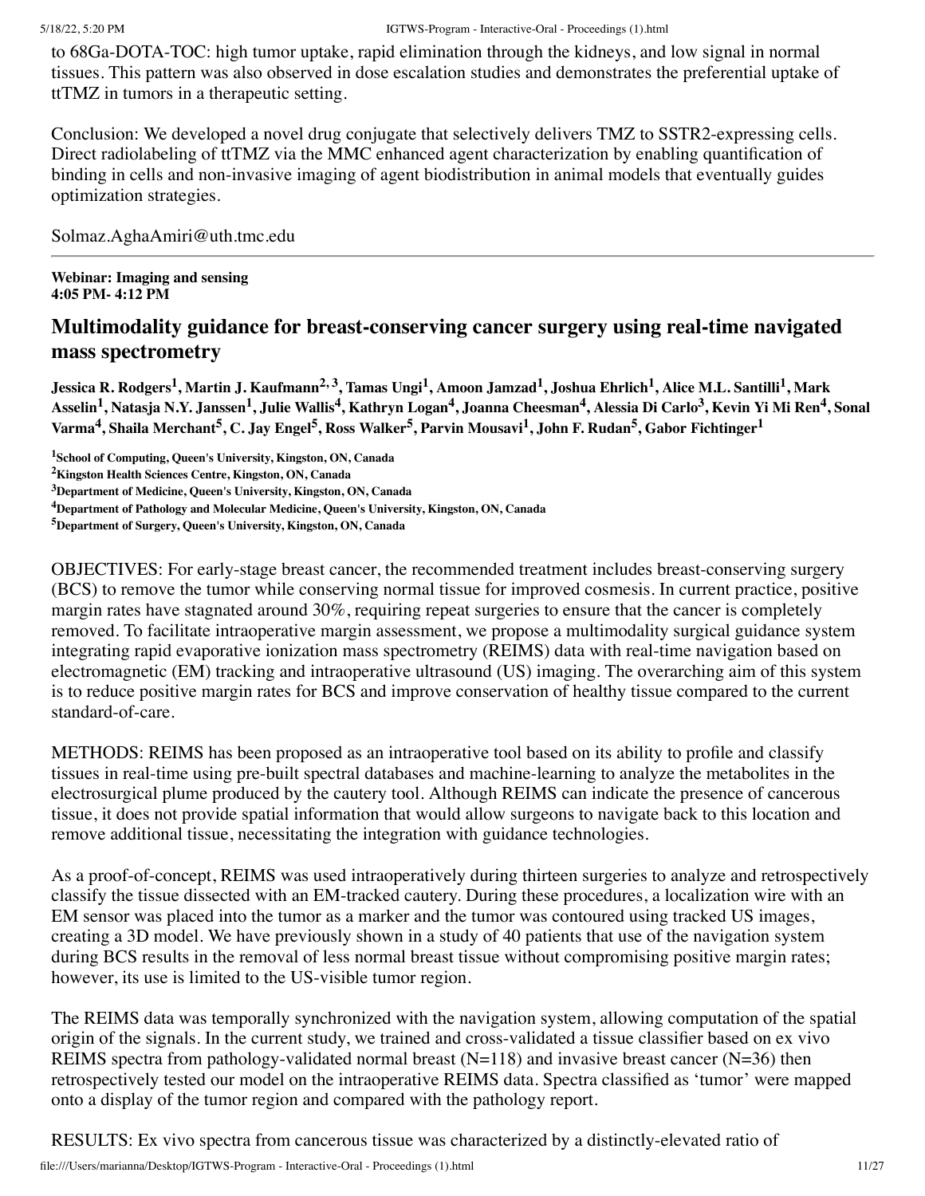to 68Ga-DOTA-TOC: high tumor uptake, rapid elimination through the kidneys, and low signal in normal tissues. This pattern was also observed in dose escalation studies and demonstrates the preferential uptake of ttTMZ in tumors in a therapeutic setting.

Conclusion: We developed a novel drug conjugate that selectively delivers TMZ to SSTR2-expressing cells. Direct radiolabeling of ttTMZ via the MMC enhanced agent characterization by enabling quantification of binding in cells and non-invasive imaging of agent biodistribution in animal models that eventually guides optimization strategies.

Solmaz.AghaAmiri@uth.tmc.edu

---

**Webinar: Imaging and sensing**
**4:05 PM- 4:12 PM**

## Multimodality guidance for breast-conserving cancer surgery using real-time navigated mass spectrometry

**Jessica R. Rodgers[1], Martin J. Kaufmann[2, 3], Tamas Ungi[1], Amoon Jamzad[1], Joshua Ehrlich[1], Alice M.L. Santilli[1], Mark Asselin[1], Natasja N.Y. Janssen[1], Julie Wallis[4], Kathryn Logan[4], Joanna Cheesman[4], Alessia Di Carlo[3], Kevin Yi Mi Ren[4], Sonal Varma[4], Shaila Merchant[5], C. Jay Engel[5], Ross Walker[5], Parvin Mousavi[1], John F. Rudan[5], Gabor Fichtinger[1]**

**[1]School of Computing, Queen's University, Kingston, ON, Canada**
**[2]Kingston Health Sciences Centre, Kingston, ON, Canada**
**[3]Department of Medicine, Queen's University, Kingston, ON, Canada**
**[4]Department of Pathology and Molecular Medicine, Queen's University, Kingston, ON, Canada**
**[5]Department of Surgery, Queen's University, Kingston, ON, Canada**

OBJECTIVES: For early-stage breast cancer, the recommended treatment includes breast-conserving surgery (BCS) to remove the tumor while conserving normal tissue for improved cosmesis. In current practice, positive margin rates have stagnated around 30%, requiring repeat surgeries to ensure that the cancer is completely removed. To facilitate intraoperative margin assessment, we propose a multimodality surgical guidance system integrating rapid evaporative ionization mass spectrometry (REIMS) data with real-time navigation based on electromagnetic (EM) tracking and intraoperative ultrasound (US) imaging. The overarching aim of this system is to reduce positive margin rates for BCS and improve conservation of healthy tissue compared to the current standard-of-care.

METHODS: REIMS has been proposed as an intraoperative tool based on its ability to profile and classify tissues in real-time using pre-built spectral databases and machine-learning to analyze the metabolites in the electrosurgical plume produced by the cautery tool. Although REIMS can indicate the presence of cancerous tissue, it does not provide spatial information that would allow surgeons to navigate back to this location and remove additional tissue, necessitating the integration with guidance technologies.

As a proof-of-concept, REIMS was used intraoperatively during thirteen surgeries to analyze and retrospectively classify the tissue dissected with an EM-tracked cautery. During these procedures, a localization wire with an EM sensor was placed into the tumor as a marker and the tumor was contoured using tracked US images, creating a 3D model. We have previously shown in a study of 40 patients that use of the navigation system during BCS results in the removal of less normal breast tissue without compromising positive margin rates; however, its use is limited to the US-visible tumor region.

The REIMS data was temporally synchronized with the navigation system, allowing computation of the spatial origin of the signals. In the current study, we trained and cross-validated a tissue classifier based on ex vivo REIMS spectra from pathology-validated normal breast (N=118) and invasive breast cancer (N=36) then retrospectively tested our model on the intraoperative REIMS data. Spectra classified as 'tumor' were mapped onto a display of the tumor region and compared with the pathology report.

RESULTS: Ex vivo spectra from cancerous tissue was characterized by a distinctly-elevated ratio of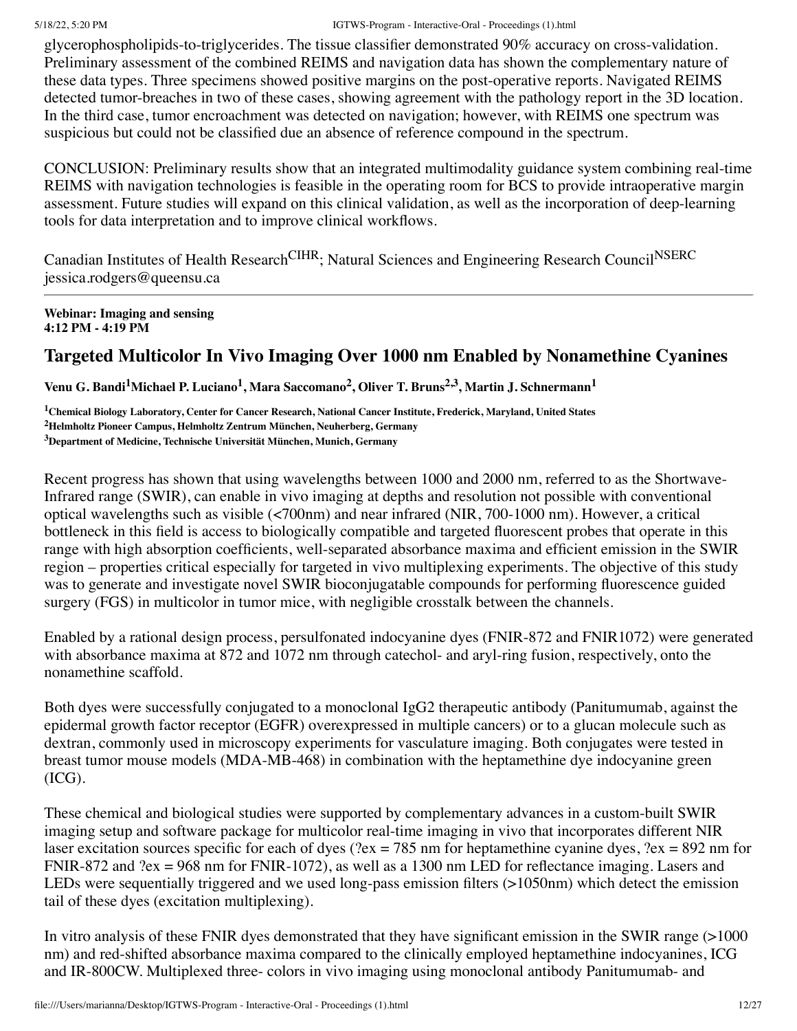glycerophospholipids-to-triglycerides. The tissue classifier demonstrated 90% accuracy on cross-validation. Preliminary assessment of the combined REIMS and navigation data has shown the complementary nature of these data types. Three specimens showed positive margins on the post-operative reports. Navigated REIMS detected tumor-breaches in two of these cases, showing agreement with the pathology report in the 3D location. In the third case, tumor encroachment was detected on navigation; however, with REIMS one spectrum was suspicious but could not be classified due an absence of reference compound in the spectrum.

CONCLUSION: Preliminary results show that an integrated multimodality guidance system combining real-time REIMS with navigation technologies is feasible in the operating room for BCS to provide intraoperative margin assessment. Future studies will expand on this clinical validation, as well as the incorporation of deep-learning tools for data interpretation and to improve clinical workflows.

Canadian Institutes of Health Research[CIHR]; Natural Sciences and Engineering Research Council[NSERC]
jessica.rodgers@queensu.ca

---

**Webinar: Imaging and sensing**
**4:12 PM - 4:19 PM**

## Targeted Multicolor In Vivo Imaging Over 1000 nm Enabled by Nonamethine Cyanines

**Venu G. Bandi[1]Michael P. Luciano[1], Mara Saccomano[2], Oliver T. Bruns[2,3], Martin J. Schnermann[1]**

**[1]Chemical Biology Laboratory, Center for Cancer Research, National Cancer Institute, Frederick, Maryland, United States**
**[2]Helmholtz Pioneer Campus, Helmholtz Zentrum München, Neuherberg, Germany**
**[3]Department of Medicine, Technische Universität München, Munich, Germany**

Recent progress has shown that using wavelengths between 1000 and 2000 nm, referred to as the Shortwave-Infrared range (SWIR), can enable in vivo imaging at depths and resolution not possible with conventional optical wavelengths such as visible (<700nm) and near infrared (NIR, 700-1000 nm). However, a critical bottleneck in this field is access to biologically compatible and targeted fluorescent probes that operate in this range with high absorption coefficients, well-separated absorbance maxima and efficient emission in the SWIR region – properties critical especially for targeted in vivo multiplexing experiments. The objective of this study was to generate and investigate novel SWIR bioconjugatable compounds for performing fluorescence guided surgery (FGS) in multicolor in tumor mice, with negligible crosstalk between the channels.

Enabled by a rational design process, persulfonated indocyanine dyes (FNIR-872 and FNIR1072) were generated with absorbance maxima at 872 and 1072 nm through catechol- and aryl-ring fusion, respectively, onto the nonamethine scaffold.

Both dyes were successfully conjugated to a monoclonal IgG2 therapeutic antibody (Panitumumab, against the epidermal growth factor receptor (EGFR) overexpressed in multiple cancers) or to a glucan molecule such as dextran, commonly used in microscopy experiments for vasculature imaging. Both conjugates were tested in breast tumor mouse models (MDA-MB-468) in combination with the heptamethine dye indocyanine green (ICG).

These chemical and biological studies were supported by complementary advances in a custom-built SWIR imaging setup and software package for multicolor real-time imaging in vivo that incorporates different NIR laser excitation sources specific for each of dyes (?ex = 785 nm for heptamethine cyanine dyes, ?ex = 892 nm for FNIR-872 and ?ex = 968 nm for FNIR-1072), as well as a 1300 nm LED for reflectance imaging. Lasers and LEDs were sequentially triggered and we used long-pass emission filters (>1050nm) which detect the emission tail of these dyes (excitation multiplexing).

In vitro analysis of these FNIR dyes demonstrated that they have significant emission in the SWIR range (>1000 nm) and red-shifted absorbance maxima compared to the clinically employed heptamethine indocyanines, ICG and IR-800CW. Multiplexed three- colors in vivo imaging using monoclonal antibody Panitumumab- and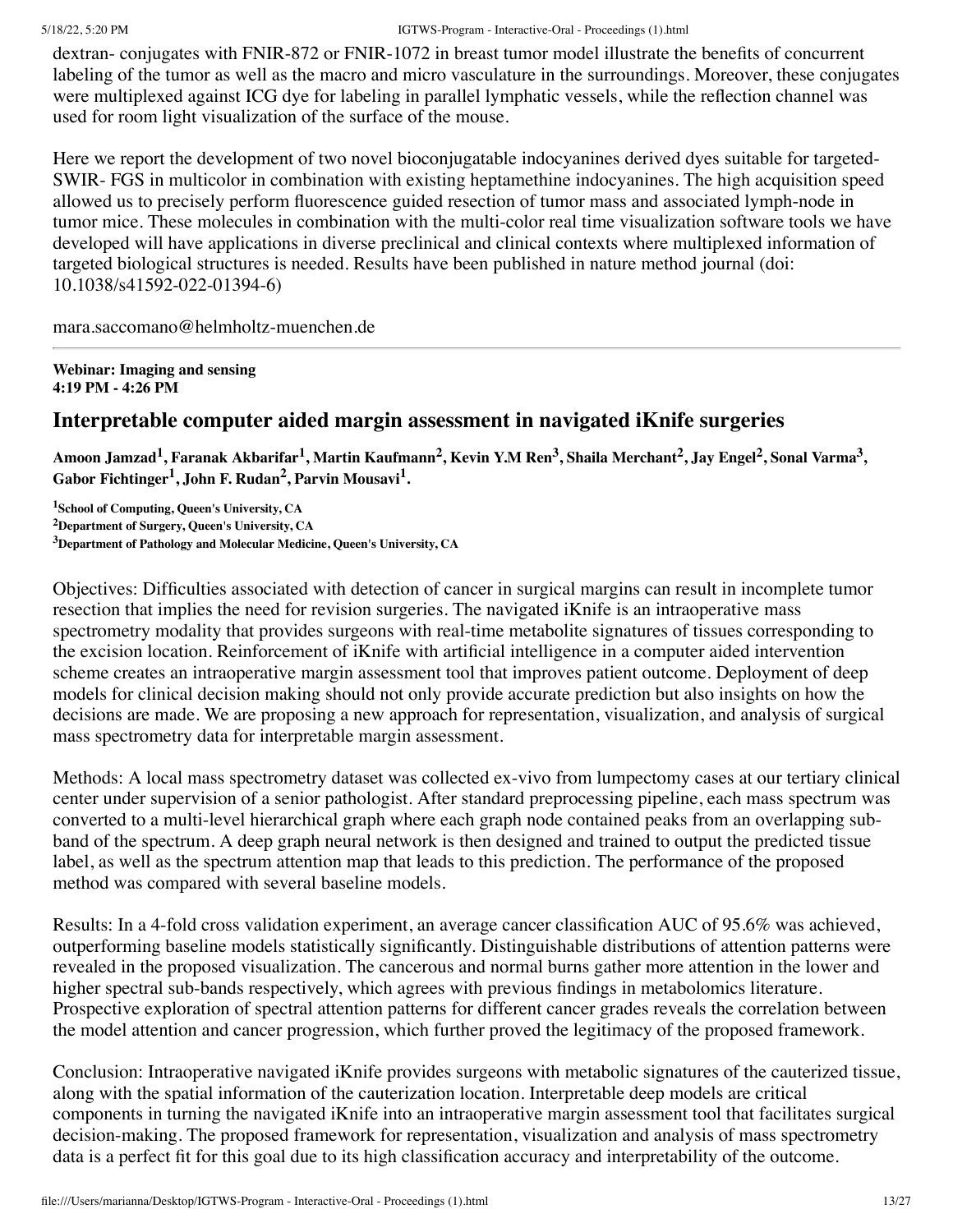dextran- conjugates with FNIR-872 or FNIR-1072 in breast tumor model illustrate the benefits of concurrent labeling of the tumor as well as the macro and micro vasculature in the surroundings. Moreover, these conjugates were multiplexed against ICG dye for labeling in parallel lymphatic vessels, while the reflection channel was used for room light visualization of the surface of the mouse.

Here we report the development of two novel bioconjugatable indocyanines derived dyes suitable for targeted-SWIR- FGS in multicolor in combination with existing heptamethine indocyanines. The high acquisition speed allowed us to precisely perform fluorescence guided resection of tumor mass and associated lymph-node in tumor mice. These molecules in combination with the multi-color real time visualization software tools we have developed will have applications in diverse preclinical and clinical contexts where multiplexed information of targeted biological structures is needed. Results have been published in nature method journal (doi: 10.1038/s41592-022-01394-6)

mara.saccomano@helmholtz-muenchen.de

---

**Webinar: Imaging and sensing**
**4:19 PM - 4:26 PM**

## Interpretable computer aided margin assessment in navigated iKnife surgeries

**Amoon Jamzad[1], Faranak Akbarifar[1], Martin Kaufmann[2], Kevin Y.M Ren[3], Shaila Merchant[2], Jay Engel[2], Sonal Varma[3], Gabor Fichtinger[1], John F. Rudan[2], Parvin Mousavi[1].**

[1]**School of Computing, Queen's University, CA**
[2]**Department of Surgery, Queen's University, CA**
[3]**Department of Pathology and Molecular Medicine, Queen's University, CA**

Objectives: Difficulties associated with detection of cancer in surgical margins can result in incomplete tumor resection that implies the need for revision surgeries. The navigated iKnife is an intraoperative mass spectrometry modality that provides surgeons with real-time metabolite signatures of tissues corresponding to the excision location. Reinforcement of iKnife with artificial intelligence in a computer aided intervention scheme creates an intraoperative margin assessment tool that improves patient outcome. Deployment of deep models for clinical decision making should not only provide accurate prediction but also insights on how the decisions are made. We are proposing a new approach for representation, visualization, and analysis of surgical mass spectrometry data for interpretable margin assessment.

Methods: A local mass spectrometry dataset was collected ex-vivo from lumpectomy cases at our tertiary clinical center under supervision of a senior pathologist. After standard preprocessing pipeline, each mass spectrum was converted to a multi-level hierarchical graph where each graph node contained peaks from an overlapping sub-band of the spectrum. A deep graph neural network is then designed and trained to output the predicted tissue label, as well as the spectrum attention map that leads to this prediction. The performance of the proposed method was compared with several baseline models.

Results: In a 4-fold cross validation experiment, an average cancer classification AUC of 95.6% was achieved, outperforming baseline models statistically significantly. Distinguishable distributions of attention patterns were revealed in the proposed visualization. The cancerous and normal burns gather more attention in the lower and higher spectral sub-bands respectively, which agrees with previous findings in metabolomics literature. Prospective exploration of spectral attention patterns for different cancer grades reveals the correlation between the model attention and cancer progression, which further proved the legitimacy of the proposed framework.

Conclusion: Intraoperative navigated iKnife provides surgeons with metabolic signatures of the cauterized tissue, along with the spatial information of the cauterization location. Interpretable deep models are critical components in turning the navigated iKnife into an intraoperative margin assessment tool that facilitates surgical decision-making. The proposed framework for representation, visualization and analysis of mass spectrometry data is a perfect fit for this goal due to its high classification accuracy and interpretability of the outcome.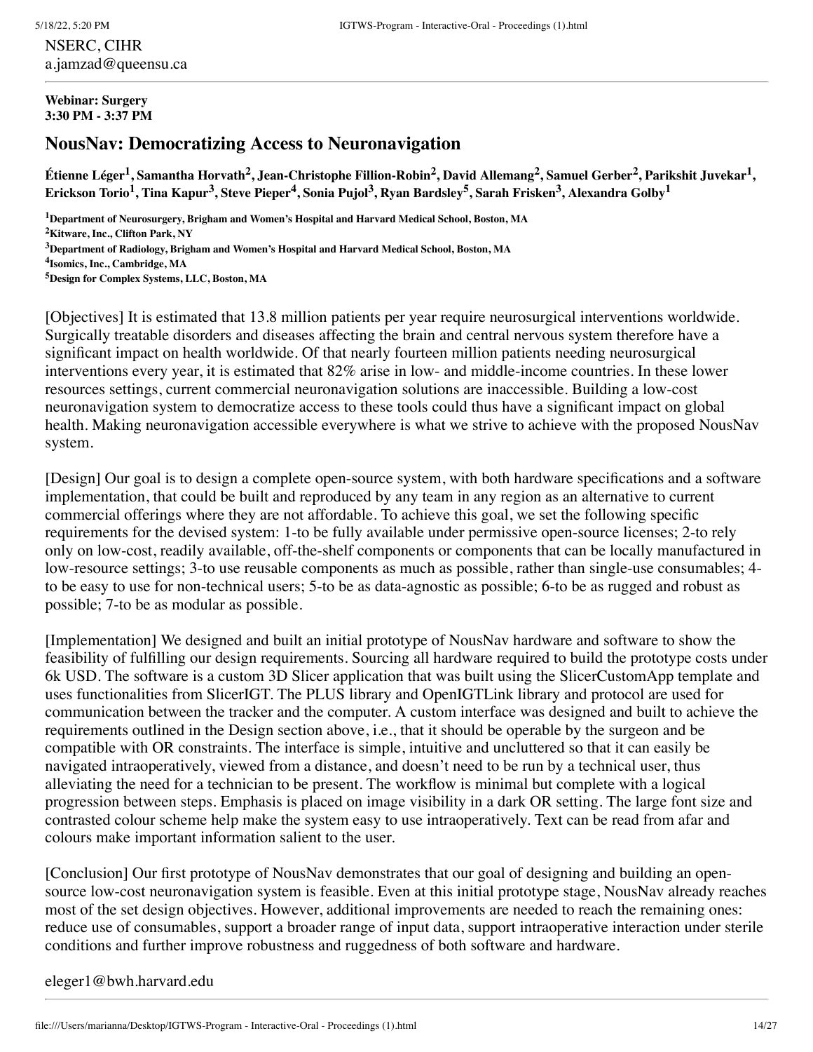NSERC, CIHR
a.jamzad@queensu.ca

---

**Webinar: Surgery**
**3:30 PM - 3:37 PM**

## NousNav: Democratizing Access to Neuronavigation

**Étienne Léger[1], Samantha Horvath[2], Jean-Christophe Fillion-Robin[2], David Allemang[2], Samuel Gerber[2], Parikshit Juvekar[1], Erickson Torio[1], Tina Kapur[3], Steve Pieper[4], Sonia Pujol[3], Ryan Bardsley[5], Sarah Frisken[3], Alexandra Golby[1]**

[1]**Department of Neurosurgery, Brigham and Women's Hospital and Harvard Medical School, Boston, MA**
[2]**Kitware, Inc., Clifton Park, NY**
[3]**Department of Radiology, Brigham and Women's Hospital and Harvard Medical School, Boston, MA**
[4]**Isomics, Inc., Cambridge, MA**
[5]**Design for Complex Systems, LLC, Boston, MA**

[Objectives] It is estimated that 13.8 million patients per year require neurosurgical interventions worldwide. Surgically treatable disorders and diseases affecting the brain and central nervous system therefore have a significant impact on health worldwide. Of that nearly fourteen million patients needing neurosurgical interventions every year, it is estimated that 82% arise in low- and middle-income countries. In these lower resources settings, current commercial neuronavigation solutions are inaccessible. Building a low-cost neuronavigation system to democratize access to these tools could thus have a significant impact on global health. Making neuronavigation accessible everywhere is what we strive to achieve with the proposed NousNav system.

[Design] Our goal is to design a complete open-source system, with both hardware specifications and a software implementation, that could be built and reproduced by any team in any region as an alternative to current commercial offerings where they are not affordable. To achieve this goal, we set the following specific requirements for the devised system: 1-to be fully available under permissive open-source licenses; 2-to rely only on low-cost, readily available, off-the-shelf components or components that can be locally manufactured in low-resource settings; 3-to use reusable components as much as possible, rather than single-use consumables; 4-to be easy to use for non-technical users; 5-to be as data-agnostic as possible; 6-to be as rugged and robust as possible; 7-to be as modular as possible.

[Implementation] We designed and built an initial prototype of NousNav hardware and software to show the feasibility of fulfilling our design requirements. Sourcing all hardware required to build the prototype costs under 6k USD. The software is a custom 3D Slicer application that was built using the SlicerCustomApp template and uses functionalities from SlicerIGT. The PLUS library and OpenIGTLink library and protocol are used for communication between the tracker and the computer. A custom interface was designed and built to achieve the requirements outlined in the Design section above, i.e., that it should be operable by the surgeon and be compatible with OR constraints. The interface is simple, intuitive and uncluttered so that it can easily be navigated intraoperatively, viewed from a distance, and doesn't need to be run by a technical user, thus alleviating the need for a technician to be present. The workflow is minimal but complete with a logical progression between steps. Emphasis is placed on image visibility in a dark OR setting. The large font size and contrasted colour scheme help make the system easy to use intraoperatively. Text can be read from afar and colours make important information salient to the user.

[Conclusion] Our first prototype of NousNav demonstrates that our goal of designing and building an open-source low-cost neuronavigation system is feasible. Even at this initial prototype stage, NousNav already reaches most of the set design objectives. However, additional improvements are needed to reach the remaining ones: reduce use of consumables, support a broader range of input data, support intraoperative interaction under sterile conditions and further improve robustness and ruggedness of both software and hardware.

eleger1@bwh.harvard.edu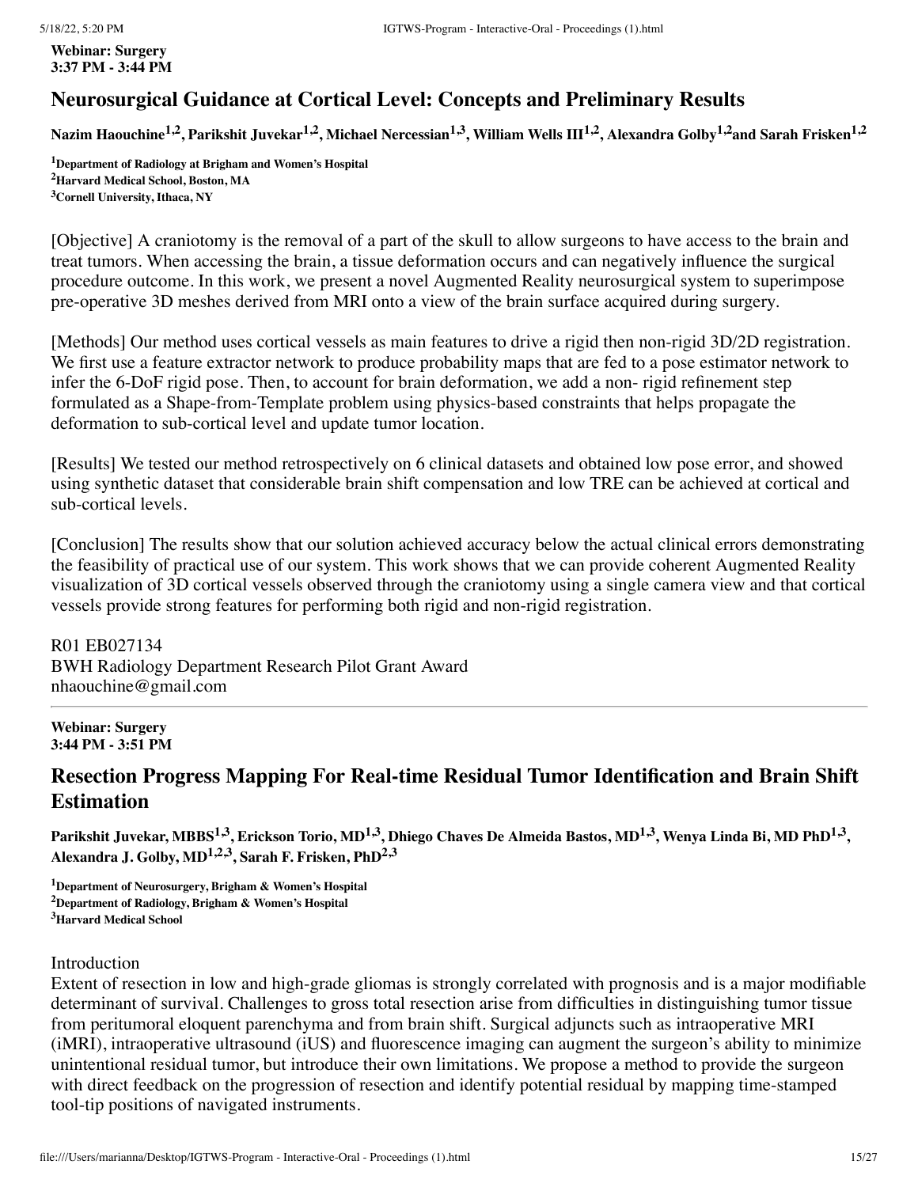**Webinar: Surgery**
**3:37 PM - 3:44 PM**

## Neurosurgical Guidance at Cortical Level: Concepts and Preliminary Results

**Nazim Haouchine[1,2], Parikshit Juvekar[1,2], Michael Nercessian[1,3], William Wells III[1,2], Alexandra Golby[1,2] and Sarah Frisken[1,2]**

[1]**Department of Radiology at Brigham and Women's Hospital**
[2]**Harvard Medical School, Boston, MA**
[3]**Cornell University, Ithaca, NY**

[Objective] A craniotomy is the removal of a part of the skull to allow surgeons to have access to the brain and treat tumors. When accessing the brain, a tissue deformation occurs and can negatively influence the surgical procedure outcome. In this work, we present a novel Augmented Reality neurosurgical system to superimpose pre-operative 3D meshes derived from MRI onto a view of the brain surface acquired during surgery.

[Methods] Our method uses cortical vessels as main features to drive a rigid then non-rigid 3D/2D registration. We first use a feature extractor network to produce probability maps that are fed to a pose estimator network to infer the 6-DoF rigid pose. Then, to account for brain deformation, we add a non- rigid refinement step formulated as a Shape-from-Template problem using physics-based constraints that helps propagate the deformation to sub-cortical level and update tumor location.

[Results] We tested our method retrospectively on 6 clinical datasets and obtained low pose error, and showed using synthetic dataset that considerable brain shift compensation and low TRE can be achieved at cortical and sub-cortical levels.

[Conclusion] The results show that our solution achieved accuracy below the actual clinical errors demonstrating the feasibility of practical use of our system. This work shows that we can provide coherent Augmented Reality visualization of 3D cortical vessels observed through the craniotomy using a single camera view and that cortical vessels provide strong features for performing both rigid and non-rigid registration.

R01 EB027134
BWH Radiology Department Research Pilot Grant Award
nhaouchine@gmail.com

---

**Webinar: Surgery**
**3:44 PM - 3:51 PM**

## Resection Progress Mapping For Real-time Residual Tumor Identification and Brain Shift Estimation

**Parikshit Juvekar, MBBS[1,3], Erickson Torio, MD[1,3], Dhiego Chaves De Almeida Bastos, MD[1,3], Wenya Linda Bi, MD PhD[1,3], Alexandra J. Golby, MD[1,2,3], Sarah F. Frisken, PhD[2,3]**

[1]**Department of Neurosurgery, Brigham & Women's Hospital**
[2]**Department of Radiology, Brigham & Women's Hospital**
[3]**Harvard Medical School**

Introduction
Extent of resection in low and high-grade gliomas is strongly correlated with prognosis and is a major modifiable determinant of survival. Challenges to gross total resection arise from difficulties in distinguishing tumor tissue from peritumoral eloquent parenchyma and from brain shift. Surgical adjuncts such as intraoperative MRI (iMRI), intraoperative ultrasound (iUS) and fluorescence imaging can augment the surgeon's ability to minimize unintentional residual tumor, but introduce their own limitations. We propose a method to provide the surgeon with direct feedback on the progression of resection and identify potential residual by mapping time-stamped tool-tip positions of navigated instruments.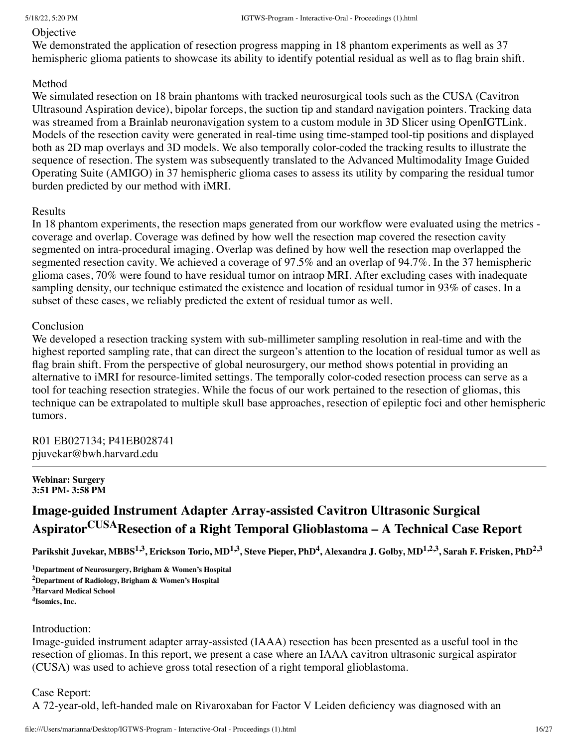Objective

We demonstrated the application of resection progress mapping in 18 phantom experiments as well as 37 hemispheric glioma patients to showcase its ability to identify potential residual as well as to flag brain shift.

Method

We simulated resection on 18 brain phantoms with tracked neurosurgical tools such as the CUSA (Cavitron Ultrasound Aspiration device), bipolar forceps, the suction tip and standard navigation pointers. Tracking data was streamed from a Brainlab neuronavigation system to a custom module in 3D Slicer using OpenIGTLink. Models of the resection cavity were generated in real-time using time-stamped tool-tip positions and displayed both as 2D map overlays and 3D models. We also temporally color-coded the tracking results to illustrate the sequence of resection. The system was subsequently translated to the Advanced Multimodality Image Guided Operating Suite (AMIGO) in 37 hemispheric glioma cases to assess its utility by comparing the residual tumor burden predicted by our method with iMRI.

Results

In 18 phantom experiments, the resection maps generated from our workflow were evaluated using the metrics - coverage and overlap. Coverage was defined by how well the resection map covered the resection cavity segmented on intra-procedural imaging. Overlap was defined by how well the resection map overlapped the segmented resection cavity. We achieved a coverage of 97.5% and an overlap of 94.7%. In the 37 hemispheric glioma cases, 70% were found to have residual tumor on intraop MRI. After excluding cases with inadequate sampling density, our technique estimated the existence and location of residual tumor in 93% of cases. In a subset of these cases, we reliably predicted the extent of residual tumor as well.

Conclusion

We developed a resection tracking system with sub-millimeter sampling resolution in real-time and with the highest reported sampling rate, that can direct the surgeon's attention to the location of residual tumor as well as flag brain shift. From the perspective of global neurosurgery, our method shows potential in providing an alternative to iMRI for resource-limited settings. The temporally color-coded resection process can serve as a tool for teaching resection strategies. While the focus of our work pertained to the resection of gliomas, this technique can be extrapolated to multiple skull base approaches, resection of epileptic foci and other hemispheric tumors.

R01 EB027134; P41EB028741
pjuvekar@bwh.harvard.edu

---

**Webinar: Surgery**
**3:51 PM- 3:58 PM**

## Image-guided Instrument Adapter Array-assisted Cavitron Ultrasonic Surgical Aspirator[CUSA] Resection of a Right Temporal Glioblastoma – A Technical Case Report

**Parikshit Juvekar, MBBS[1,3], Erickson Torio, MD[1,3], Steve Pieper, PhD[4], Alexandra J. Golby, MD[1,2,3], Sarah F. Frisken, PhD[2,3]**

**[1]Department of Neurosurgery, Brigham & Women's Hospital**
**[2]Department of Radiology, Brigham & Women's Hospital**
**[3]Harvard Medical School**
**[4]Isomics, Inc.**

Introduction:

Image-guided instrument adapter array-assisted (IAAA) resection has been presented as a useful tool in the resection of gliomas. In this report, we present a case where an IAAA cavitron ultrasonic surgical aspirator (CUSA) was used to achieve gross total resection of a right temporal glioblastoma.

Case Report:

A 72-year-old, left-handed male on Rivaroxaban for Factor V Leiden deficiency was diagnosed with an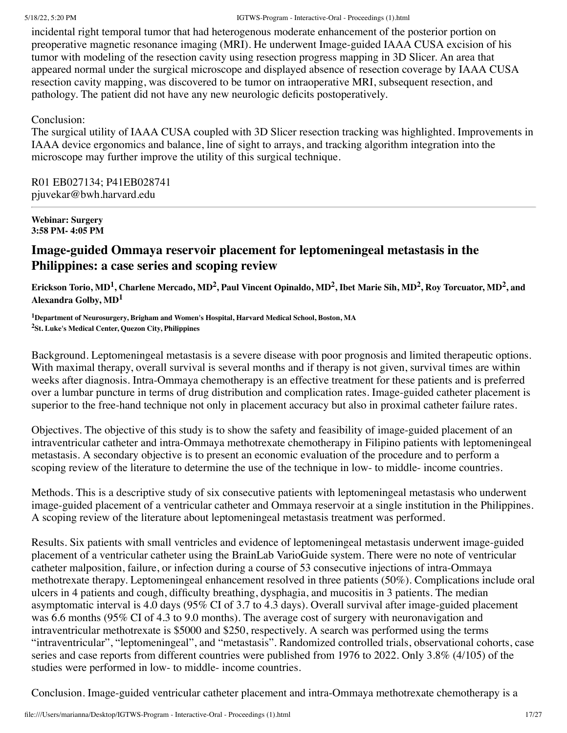incidental right temporal tumor that had heterogenous moderate enhancement of the posterior portion on preoperative magnetic resonance imaging (MRI). He underwent Image-guided IAAA CUSA excision of his tumor with modeling of the resection cavity using resection progress mapping in 3D Slicer. An area that appeared normal under the surgical microscope and displayed absence of resection coverage by IAAA CUSA resection cavity mapping, was discovered to be tumor on intraoperative MRI, subsequent resection, and pathology. The patient did not have any new neurologic deficits postoperatively.

Conclusion:
The surgical utility of IAAA CUSA coupled with 3D Slicer resection tracking was highlighted. Improvements in IAAA device ergonomics and balance, line of sight to arrays, and tracking algorithm integration into the microscope may further improve the utility of this surgical technique.

R01 EB027134; P41EB028741
pjuvekar@bwh.harvard.edu

---

**Webinar: Surgery**
**3:58 PM- 4:05 PM**

## Image-guided Ommaya reservoir placement for leptomeningeal metastasis in the Philippines: a case series and scoping review

**Erickson Torio, MD[1], Charlene Mercado, MD[2], Paul Vincent Opinaldo, MD[2], Ibet Marie Sih, MD[2], Roy Torcuator, MD[2], and Alexandra Golby, MD[1]**

**[1]Department of Neurosurgery, Brigham and Women's Hospital, Harvard Medical School, Boston, MA**
**[2]St. Luke's Medical Center, Quezon City, Philippines**

Background. Leptomeningeal metastasis is a severe disease with poor prognosis and limited therapeutic options. With maximal therapy, overall survival is several months and if therapy is not given, survival times are within weeks after diagnosis. Intra-Ommaya chemotherapy is an effective treatment for these patients and is preferred over a lumbar puncture in terms of drug distribution and complication rates. Image-guided catheter placement is superior to the free-hand technique not only in placement accuracy but also in proximal catheter failure rates.

Objectives. The objective of this study is to show the safety and feasibility of image-guided placement of an intraventricular catheter and intra-Ommaya methotrexate chemotherapy in Filipino patients with leptomeningeal metastasis. A secondary objective is to present an economic evaluation of the procedure and to perform a scoping review of the literature to determine the use of the technique in low- to middle- income countries.

Methods. This is a descriptive study of six consecutive patients with leptomeningeal metastasis who underwent image-guided placement of a ventricular catheter and Ommaya reservoir at a single institution in the Philippines. A scoping review of the literature about leptomeningeal metastasis treatment was performed.

Results. Six patients with small ventricles and evidence of leptomeningeal metastasis underwent image-guided placement of a ventricular catheter using the BrainLab VarioGuide system. There were no note of ventricular catheter malposition, failure, or infection during a course of 53 consecutive injections of intra-Ommaya methotrexate therapy. Leptomeningeal enhancement resolved in three patients (50%). Complications include oral ulcers in 4 patients and cough, difficulty breathing, dysphagia, and mucositis in 3 patients. The median asymptomatic interval is 4.0 days (95% CI of 3.7 to 4.3 days). Overall survival after image-guided placement was 6.6 months (95% CI of 4.3 to 9.0 months). The average cost of surgery with neuronavigation and intraventricular methotrexate is $5000 and $250, respectively. A search was performed using the terms “intraventricular”, “leptomeningeal”, and “metastasis”. Randomized controlled trials, observational cohorts, case series and case reports from different countries were published from 1976 to 2022. Only 3.8% (4/105) of the studies were performed in low- to middle- income countries.

Conclusion. Image-guided ventricular catheter placement and intra-Ommaya methotrexate chemotherapy is a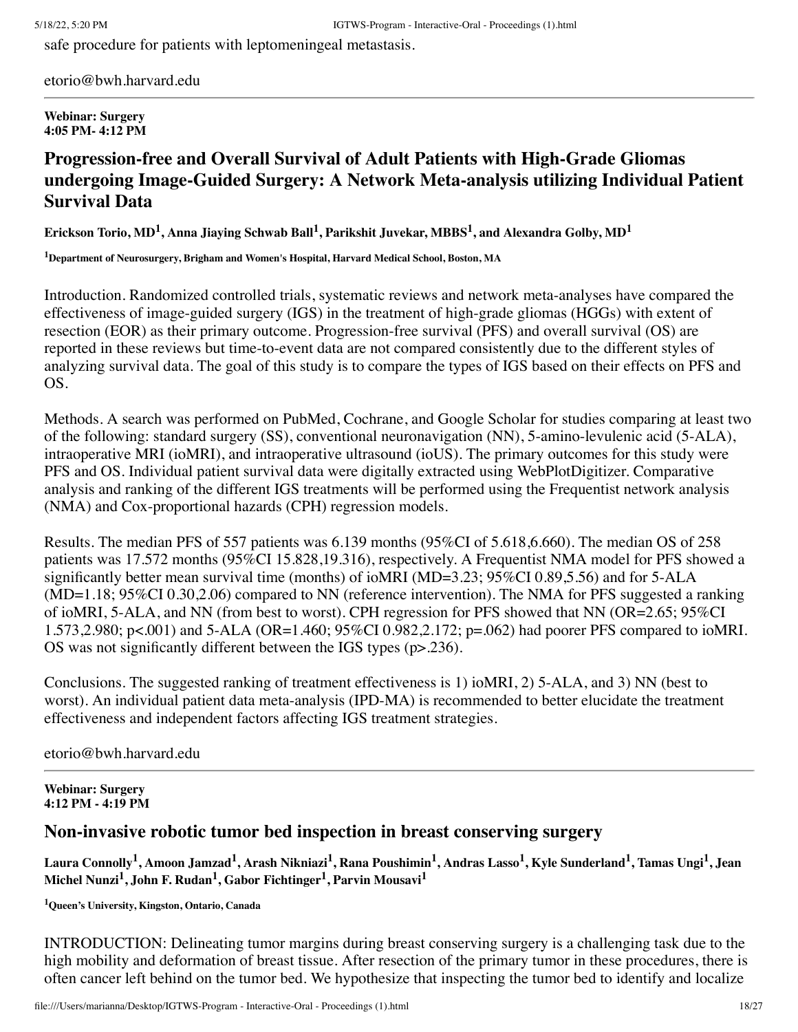safe procedure for patients with leptomeningeal metastasis.

etorio@bwh.harvard.edu

---

**Webinar: Surgery**
**4:05 PM- 4:12 PM**

## Progression-free and Overall Survival of Adult Patients with High-Grade Gliomas undergoing Image-Guided Surgery: A Network Meta-analysis utilizing Individual Patient Survival Data

**Erickson Torio, MD[1], Anna Jiaying Schwab Ball[1], Parikshit Juvekar, MBBS[1], and Alexandra Golby, MD[1]**

**[1]Department of Neurosurgery, Brigham and Women's Hospital, Harvard Medical School, Boston, MA**

Introduction. Randomized controlled trials, systematic reviews and network meta-analyses have compared the effectiveness of image-guided surgery (IGS) in the treatment of high-grade gliomas (HGGs) with extent of resection (EOR) as their primary outcome. Progression-free survival (PFS) and overall survival (OS) are reported in these reviews but time-to-event data are not compared consistently due to the different styles of analyzing survival data. The goal of this study is to compare the types of IGS based on their effects on PFS and OS.

Methods. A search was performed on PubMed, Cochrane, and Google Scholar for studies comparing at least two of the following: standard surgery (SS), conventional neuronavigation (NN), 5-amino-levulenic acid (5-ALA), intraoperative MRI (ioMRI), and intraoperative ultrasound (ioUS). The primary outcomes for this study were PFS and OS. Individual patient survival data were digitally extracted using WebPlotDigitizer. Comparative analysis and ranking of the different IGS treatments will be performed using the Frequentist network analysis (NMA) and Cox-proportional hazards (CPH) regression models.

Results. The median PFS of 557 patients was 6.139 months (95%CI of 5.618,6.660). The median OS of 258 patients was 17.572 months (95%CI 15.828,19.316), respectively. A Frequentist NMA model for PFS showed a significantly better mean survival time (months) of ioMRI (MD=3.23; 95%CI 0.89,5.56) and for 5-ALA (MD=1.18; 95%CI 0.30,2.06) compared to NN (reference intervention). The NMA for PFS suggested a ranking of ioMRI, 5-ALA, and NN (from best to worst). CPH regression for PFS showed that NN (OR=2.65; 95%CI 1.573,2.980; $p<.001$) and 5-ALA (OR=1.460; 95%CI 0.982,2.172; $p=.062$) had poorer PFS compared to ioMRI. OS was not significantly different between the IGS types ($p>.236$).

Conclusions. The suggested ranking of treatment effectiveness is 1) ioMRI, 2) 5-ALA, and 3) NN (best to worst). An individual patient data meta-analysis (IPD-MA) is recommended to better elucidate the treatment effectiveness and independent factors affecting IGS treatment strategies.

etorio@bwh.harvard.edu

---

**Webinar: Surgery**
**4:12 PM - 4:19 PM**

## Non-invasive robotic tumor bed inspection in breast conserving surgery

**Laura Connolly[1], Amoon Jamzad[1], Arash Nikniazi[1], Rana Poushimin[1], Andras Lasso[1], Kyle Sunderland[1], Tamas Ungi[1], Jean Michel Nunzi[1], John F. Rudan[1], Gabor Fichtinger[1], Parvin Mousavi[1]**

**[1]Queen's University, Kingston, Ontario, Canada**

INTRODUCTION: Delineating tumor margins during breast conserving surgery is a challenging task due to the high mobility and deformation of breast tissue. After resection of the primary tumor in these procedures, there is often cancer left behind on the tumor bed. We hypothesize that inspecting the tumor bed to identify and localize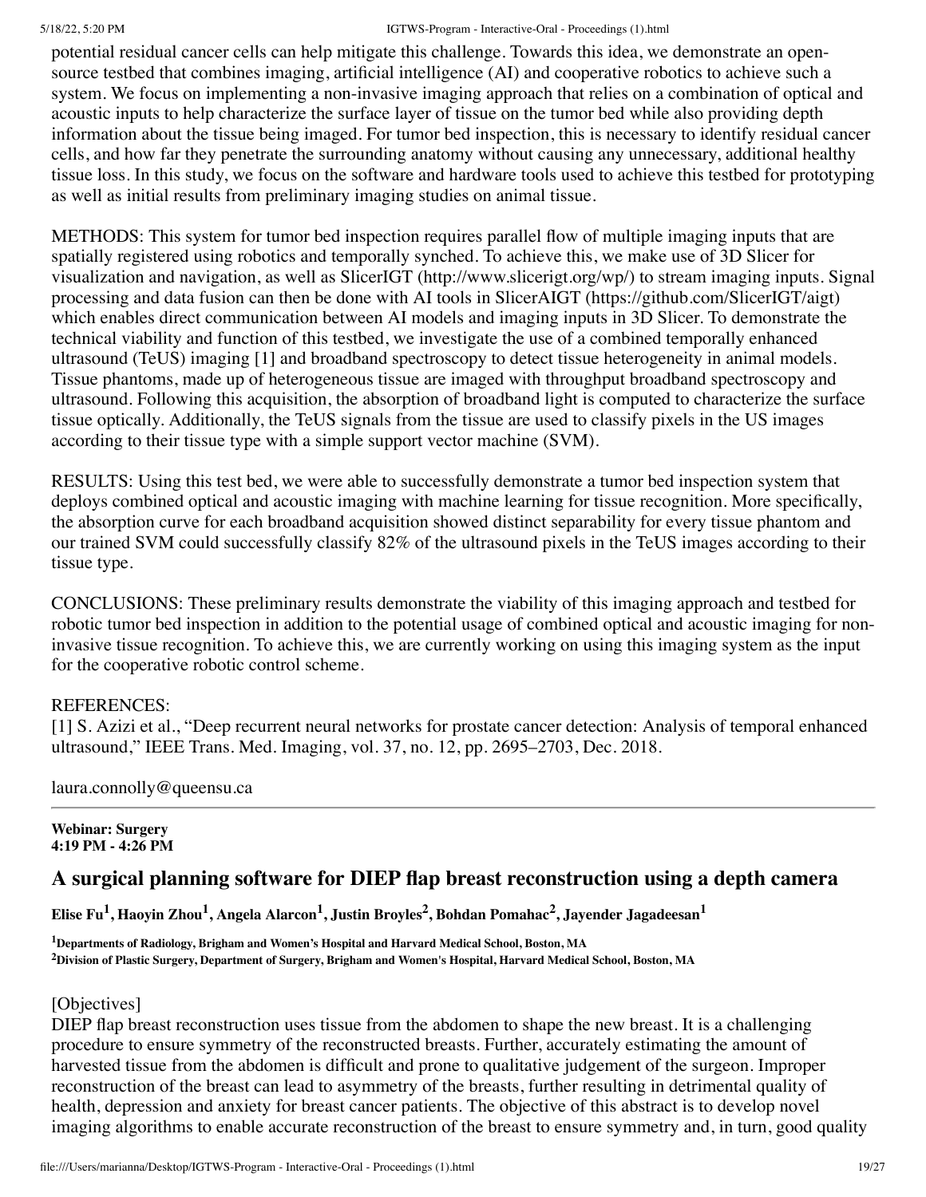potential residual cancer cells can help mitigate this challenge. Towards this idea, we demonstrate an open-source testbed that combines imaging, artificial intelligence (AI) and cooperative robotics to achieve such a system. We focus on implementing a non-invasive imaging approach that relies on a combination of optical and acoustic inputs to help characterize the surface layer of tissue on the tumor bed while also providing depth information about the tissue being imaged. For tumor bed inspection, this is necessary to identify residual cancer cells, and how far they penetrate the surrounding anatomy without causing any unnecessary, additional healthy tissue loss. In this study, we focus on the software and hardware tools used to achieve this testbed for prototyping as well as initial results from preliminary imaging studies on animal tissue.

METHODS: This system for tumor bed inspection requires parallel flow of multiple imaging inputs that are spatially registered using robotics and temporally synched. To achieve this, we make use of 3D Slicer for visualization and navigation, as well as SlicerIGT (http://www.slicerigt.org/wp/) to stream imaging inputs. Signal processing and data fusion can then be done with AI tools in SlicerAIGT (https://github.com/SlicerIGT/aigt) which enables direct communication between AI models and imaging inputs in 3D Slicer. To demonstrate the technical viability and function of this testbed, we investigate the use of a combined temporally enhanced ultrasound (TeUS) imaging [1] and broadband spectroscopy to detect tissue heterogeneity in animal models. Tissue phantoms, made up of heterogeneous tissue are imaged with throughput broadband spectroscopy and ultrasound. Following this acquisition, the absorption of broadband light is computed to characterize the surface tissue optically. Additionally, the TeUS signals from the tissue are used to classify pixels in the US images according to their tissue type with a simple support vector machine (SVM).

RESULTS: Using this test bed, we were able to successfully demonstrate a tumor bed inspection system that deploys combined optical and acoustic imaging with machine learning for tissue recognition. More specifically, the absorption curve for each broadband acquisition showed distinct separability for every tissue phantom and our trained SVM could successfully classify 82% of the ultrasound pixels in the TeUS images according to their tissue type.

CONCLUSIONS: These preliminary results demonstrate the viability of this imaging approach and testbed for robotic tumor bed inspection in addition to the potential usage of combined optical and acoustic imaging for non-invasive tissue recognition. To achieve this, we are currently working on using this imaging system as the input for the cooperative robotic control scheme.

REFERENCES:
[1] S. Azizi et al., "Deep recurrent neural networks for prostate cancer detection: Analysis of temporal enhanced ultrasound," IEEE Trans. Med. Imaging, vol. 37, no. 12, pp. 2695–2703, Dec. 2018.

laura.connolly@queensu.ca

---

**Webinar: Surgery**
**4:19 PM - 4:26 PM**

## A surgical planning software for DIEP flap breast reconstruction using a depth camera

**Elise Fu[1], Haoyin Zhou[1], Angela Alarcon[1], Justin Broyles[2], Bohdan Pomahac[2], Jayender Jagadeesan[1]**

**[1]Departments of Radiology, Brigham and Women's Hospital and Harvard Medical School, Boston, MA**
**[2]Division of Plastic Surgery, Department of Surgery, Brigham and Women's Hospital, Harvard Medical School, Boston, MA**

[Objectives]
DIEP flap breast reconstruction uses tissue from the abdomen to shape the new breast. It is a challenging procedure to ensure symmetry of the reconstructed breasts. Further, accurately estimating the amount of harvested tissue from the abdomen is difficult and prone to qualitative judgement of the surgeon. Improper reconstruction of the breast can lead to asymmetry of the breasts, further resulting in detrimental quality of health, depression and anxiety for breast cancer patients. The objective of this abstract is to develop novel imaging algorithms to enable accurate reconstruction of the breast to ensure symmetry and, in turn, good quality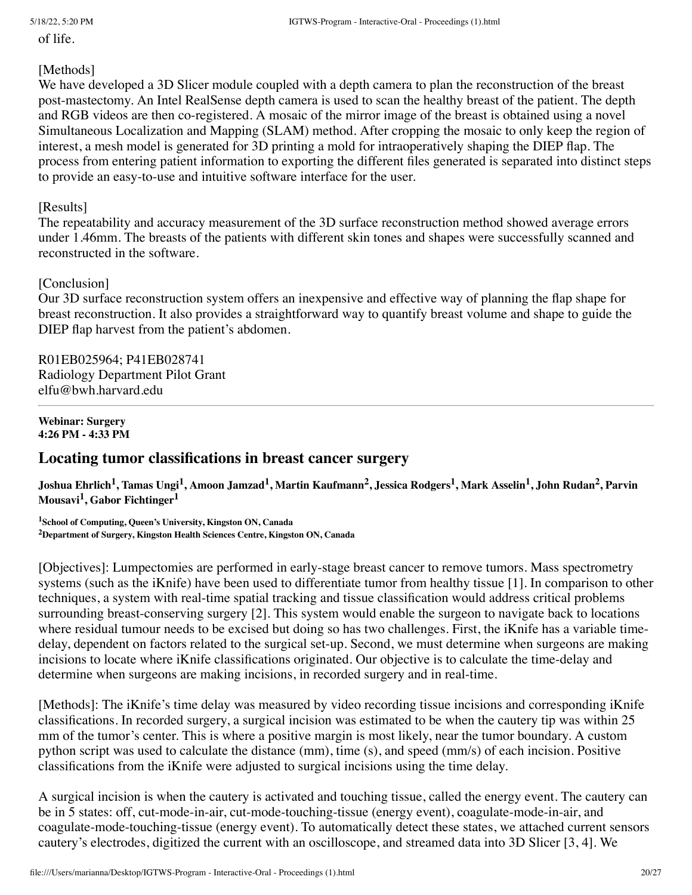of life.

[Methods]
We have developed a 3D Slicer module coupled with a depth camera to plan the reconstruction of the breast post-mastectomy. An Intel RealSense depth camera is used to scan the healthy breast of the patient. The depth and RGB videos are then co-registered. A mosaic of the mirror image of the breast is obtained using a novel Simultaneous Localization and Mapping (SLAM) method. After cropping the mosaic to only keep the region of interest, a mesh model is generated for 3D printing a mold for intraoperatively shaping the DIEP flap. The process from entering patient information to exporting the different files generated is separated into distinct steps to provide an easy-to-use and intuitive software interface for the user.

[Results]
The repeatability and accuracy measurement of the 3D surface reconstruction method showed average errors under 1.46mm. The breasts of the patients with different skin tones and shapes were successfully scanned and reconstructed in the software.

[Conclusion]
Our 3D surface reconstruction system offers an inexpensive and effective way of planning the flap shape for breast reconstruction. It also provides a straightforward way to quantify breast volume and shape to guide the DIEP flap harvest from the patient's abdomen.

R01EB025964; P41EB028741
Radiology Department Pilot Grant
elfu@bwh.harvard.edu

---

**Webinar: Surgery**
**4:26 PM - 4:33 PM**

## Locating tumor classifications in breast cancer surgery

**Joshua Ehrlich[1], Tamas Ungi[1], Amoon Jamzad[1], Martin Kaufmann[2], Jessica Rodgers[1], Mark Asselin[1], John Rudan[2], Parvin Mousavi[1], Gabor Fichtinger[1]**

[1]**School of Computing, Queen's University, Kingston ON, Canada**
[2]**Department of Surgery, Kingston Health Sciences Centre, Kingston ON, Canada**

[Objectives]: Lumpectomies are performed in early-stage breast cancer to remove tumors. Mass spectrometry systems (such as the iKnife) have been used to differentiate tumor from healthy tissue [1]. In comparison to other techniques, a system with real-time spatial tracking and tissue classification would address critical problems surrounding breast-conserving surgery [2]. This system would enable the surgeon to navigate back to locations where residual tumour needs to be excised but doing so has two challenges. First, the iKnife has a variable time-delay, dependent on factors related to the surgical set-up. Second, we must determine when surgeons are making incisions to locate where iKnife classifications originated. Our objective is to calculate the time-delay and determine when surgeons are making incisions, in recorded surgery and in real-time.

[Methods]: The iKnife's time delay was measured by video recording tissue incisions and corresponding iKnife classifications. In recorded surgery, a surgical incision was estimated to be when the cautery tip was within 25 mm of the tumor's center. This is where a positive margin is most likely, near the tumor boundary. A custom python script was used to calculate the distance (mm), time (s), and speed (mm/s) of each incision. Positive classifications from the iKnife were adjusted to surgical incisions using the time delay.

A surgical incision is when the cautery is activated and touching tissue, called the energy event. The cautery can be in 5 states: off, cut-mode-in-air, cut-mode-touching-tissue (energy event), coagulate-mode-in-air, and coagulate-mode-touching-tissue (energy event). To automatically detect these states, we attached current sensors cautery's electrodes, digitized the current with an oscilloscope, and streamed data into 3D Slicer [3, 4]. We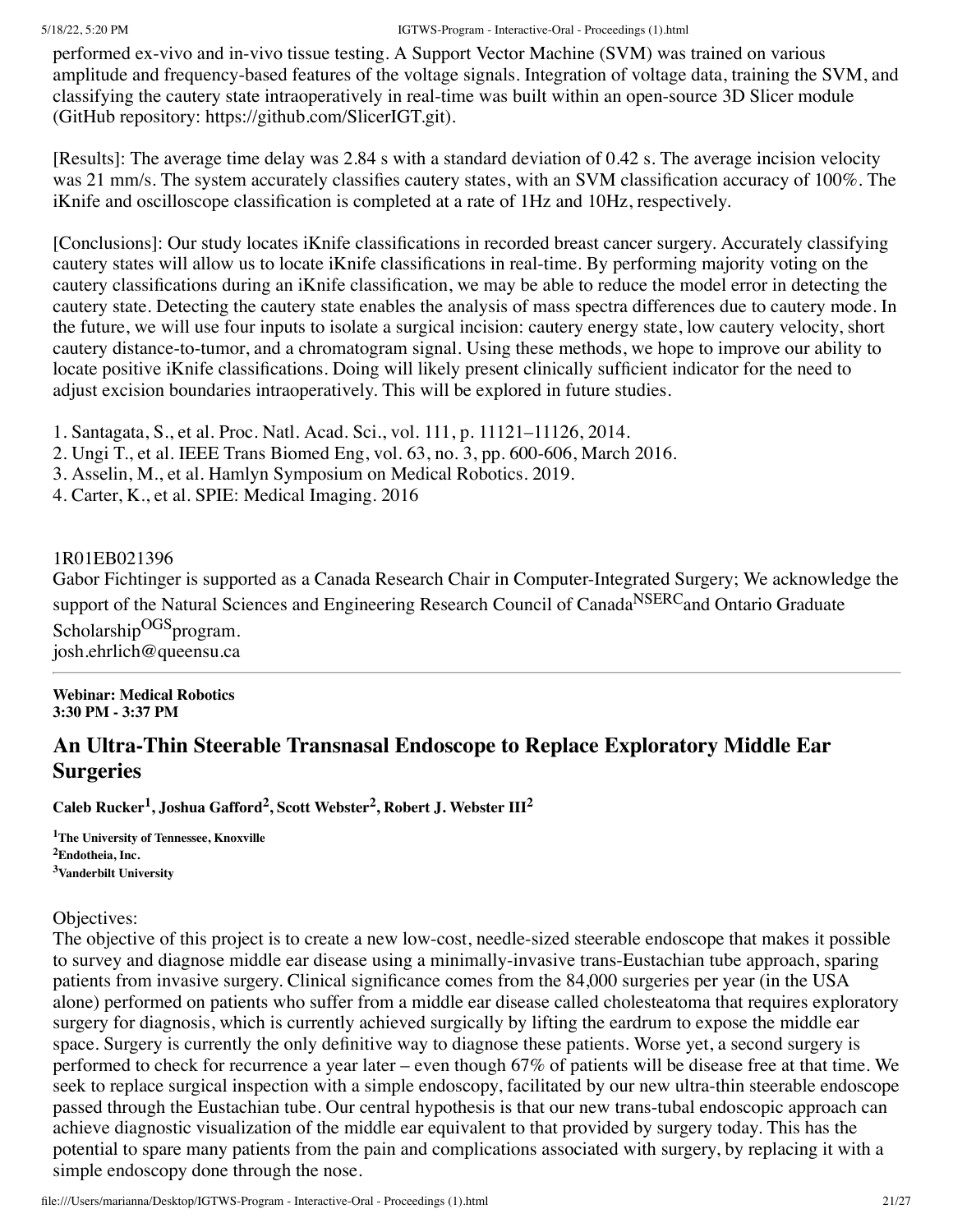performed ex-vivo and in-vivo tissue testing. A Support Vector Machine (SVM) was trained on various amplitude and frequency-based features of the voltage signals. Integration of voltage data, training the SVM, and classifying the cautery state intraoperatively in real-time was built within an open-source 3D Slicer module (GitHub repository: https://github.com/SlicerIGT.git).

[Results]: The average time delay was 2.84 s with a standard deviation of 0.42 s. The average incision velocity was 21 mm/s. The system accurately classifies cautery states, with an SVM classification accuracy of 100%. The iKnife and oscilloscope classification is completed at a rate of 1Hz and 10Hz, respectively.

[Conclusions]: Our study locates iKnife classifications in recorded breast cancer surgery. Accurately classifying cautery states will allow us to locate iKnife classifications in real-time. By performing majority voting on the cautery classifications during an iKnife classification, we may be able to reduce the model error in detecting the cautery state. Detecting the cautery state enables the analysis of mass spectra differences due to cautery mode. In the future, we will use four inputs to isolate a surgical incision: cautery energy state, low cautery velocity, short cautery distance-to-tumor, and a chromatogram signal. Using these methods, we hope to improve our ability to locate positive iKnife classifications. Doing will likely present clinically sufficient indicator for the need to adjust excision boundaries intraoperatively. This will be explored in future studies.

1. Santagata, S., et al. Proc. Natl. Acad. Sci., vol. 111, p. 11121–11126, 2014.
2. Ungi T., et al. IEEE Trans Biomed Eng, vol. 63, no. 3, pp. 600-606, March 2016.
3. Asselin, M., et al. Hamlyn Symposium on Medical Robotics. 2019.
4. Carter, K., et al. SPIE: Medical Imaging. 2016

1R01EB021396
Gabor Fichtinger is supported as a Canada Research Chair in Computer-Integrated Surgery; We acknowledge the support of the Natural Sciences and Engineering Research Council of Canada[NSERC]and Ontario Graduate Scholarship[OGS]program.
josh.ehrlich@queensu.ca

---

**Webinar: Medical Robotics**
**3:30 PM - 3:37 PM**

## An Ultra-Thin Steerable Transnasal Endoscope to Replace Exploratory Middle Ear Surgeries

**Caleb Rucker[1], Joshua Gafford[2], Scott Webster[2], Robert J. Webster III[2]**

**[1]The University of Tennessee, Knoxville**
**[2]Endotheia, Inc.**
**[3]Vanderbilt University**

Objectives:
The objective of this project is to create a new low-cost, needle-sized steerable endoscope that makes it possible to survey and diagnose middle ear disease using a minimally-invasive trans-Eustachian tube approach, sparing patients from invasive surgery. Clinical significance comes from the 84,000 surgeries per year (in the USA alone) performed on patients who suffer from a middle ear disease called cholesteatoma that requires exploratory surgery for diagnosis, which is currently achieved surgically by lifting the eardrum to expose the middle ear space. Surgery is currently the only definitive way to diagnose these patients. Worse yet, a second surgery is performed to check for recurrence a year later – even though 67% of patients will be disease free at that time. We seek to replace surgical inspection with a simple endoscopy, facilitated by our new ultra-thin steerable endoscope passed through the Eustachian tube. Our central hypothesis is that our new trans-tubal endoscopic approach can achieve diagnostic visualization of the middle ear equivalent to that provided by surgery today. This has the potential to spare many patients from the pain and complications associated with surgery, by replacing it with a simple endoscopy done through the nose.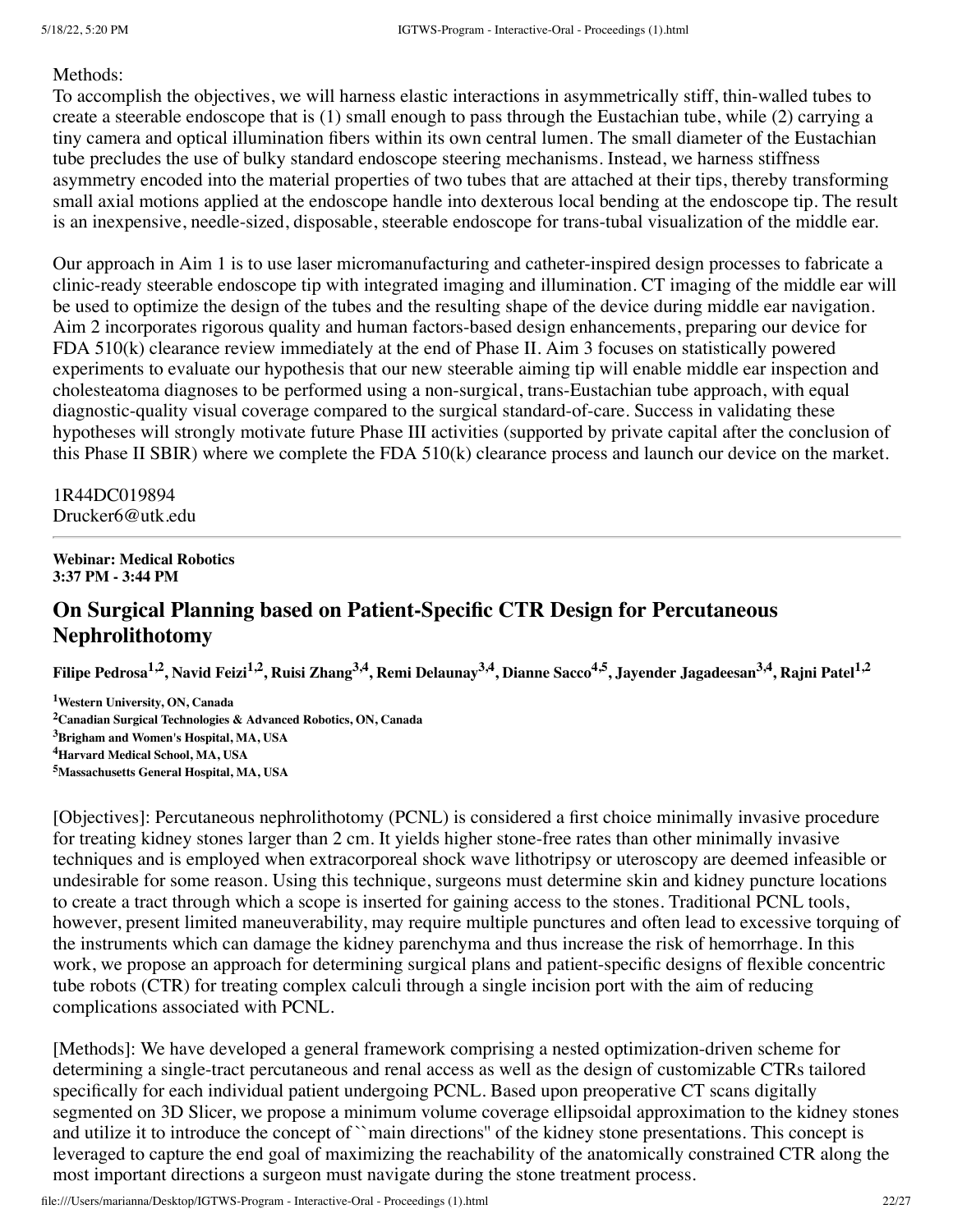Methods:
To accomplish the objectives, we will harness elastic interactions in asymmetrically stiff, thin-walled tubes to create a steerable endoscope that is (1) small enough to pass through the Eustachian tube, while (2) carrying a tiny camera and optical illumination fibers within its own central lumen. The small diameter of the Eustachian tube precludes the use of bulky standard endoscope steering mechanisms. Instead, we harness stiffness asymmetry encoded into the material properties of two tubes that are attached at their tips, thereby transforming small axial motions applied at the endoscope handle into dexterous local bending at the endoscope tip. The result is an inexpensive, needle-sized, disposable, steerable endoscope for trans-tubal visualization of the middle ear.

Our approach in Aim 1 is to use laser micromanufacturing and catheter-inspired design processes to fabricate a clinic-ready steerable endoscope tip with integrated imaging and illumination. CT imaging of the middle ear will be used to optimize the design of the tubes and the resulting shape of the device during middle ear navigation. Aim 2 incorporates rigorous quality and human factors-based design enhancements, preparing our device for FDA 510(k) clearance review immediately at the end of Phase II. Aim 3 focuses on statistically powered experiments to evaluate our hypothesis that our new steerable aiming tip will enable middle ear inspection and cholesteatoma diagnoses to be performed using a non-surgical, trans-Eustachian tube approach, with equal diagnostic-quality visual coverage compared to the surgical standard-of-care. Success in validating these hypotheses will strongly motivate future Phase III activities (supported by private capital after the conclusion of this Phase II SBIR) where we complete the FDA 510(k) clearance process and launch our device on the market.

1R44DC019894
Drucker6@utk.edu

---

**Webinar: Medical Robotics**
**3:37 PM - 3:44 PM**

## On Surgical Planning based on Patient-Specific CTR Design for Percutaneous Nephrolithotomy

**Filipe Pedrosa[1,2], Navid Feizi[1,2], Ruisi Zhang[3,4], Remi Delaunay[3,4], Dianne Sacco[4,5], Jayender Jagadeesan[3,4], Rajni Patel[1,2]**

**[1]Western University, ON, Canada**
**[2]Canadian Surgical Technologies & Advanced Robotics, ON, Canada**
**[3]Brigham and Women's Hospital, MA, USA**
**[4]Harvard Medical School, MA, USA**
**[5]Massachusetts General Hospital, MA, USA**

[Objectives]: Percutaneous nephrolithotomy (PCNL) is considered a first choice minimally invasive procedure for treating kidney stones larger than 2 cm. It yields higher stone-free rates than other minimally invasive techniques and is employed when extracorporeal shock wave lithotripsy or uteroscopy are deemed infeasible or undesirable for some reason. Using this technique, surgeons must determine skin and kidney puncture locations to create a tract through which a scope is inserted for gaining access to the stones. Traditional PCNL tools, however, present limited maneuverability, may require multiple punctures and often lead to excessive torquing of the instruments which can damage the kidney parenchyma and thus increase the risk of hemorrhage. In this work, we propose an approach for determining surgical plans and patient-specific designs of flexible concentric tube robots (CTR) for treating complex calculi through a single incision port with the aim of reducing complications associated with PCNL.

[Methods]: We have developed a general framework comprising a nested optimization-driven scheme for determining a single-tract percutaneous and renal access as well as the design of customizable CTRs tailored specifically for each individual patient undergoing PCNL. Based upon preoperative CT scans digitally segmented on 3D Slicer, we propose a minimum volume coverage ellipsoidal approximation to the kidney stones and utilize it to introduce the concept of ``main directions'' of the kidney stone presentations. This concept is leveraged to capture the end goal of maximizing the reachability of the anatomically constrained CTR along the most important directions a surgeon must navigate during the stone treatment process.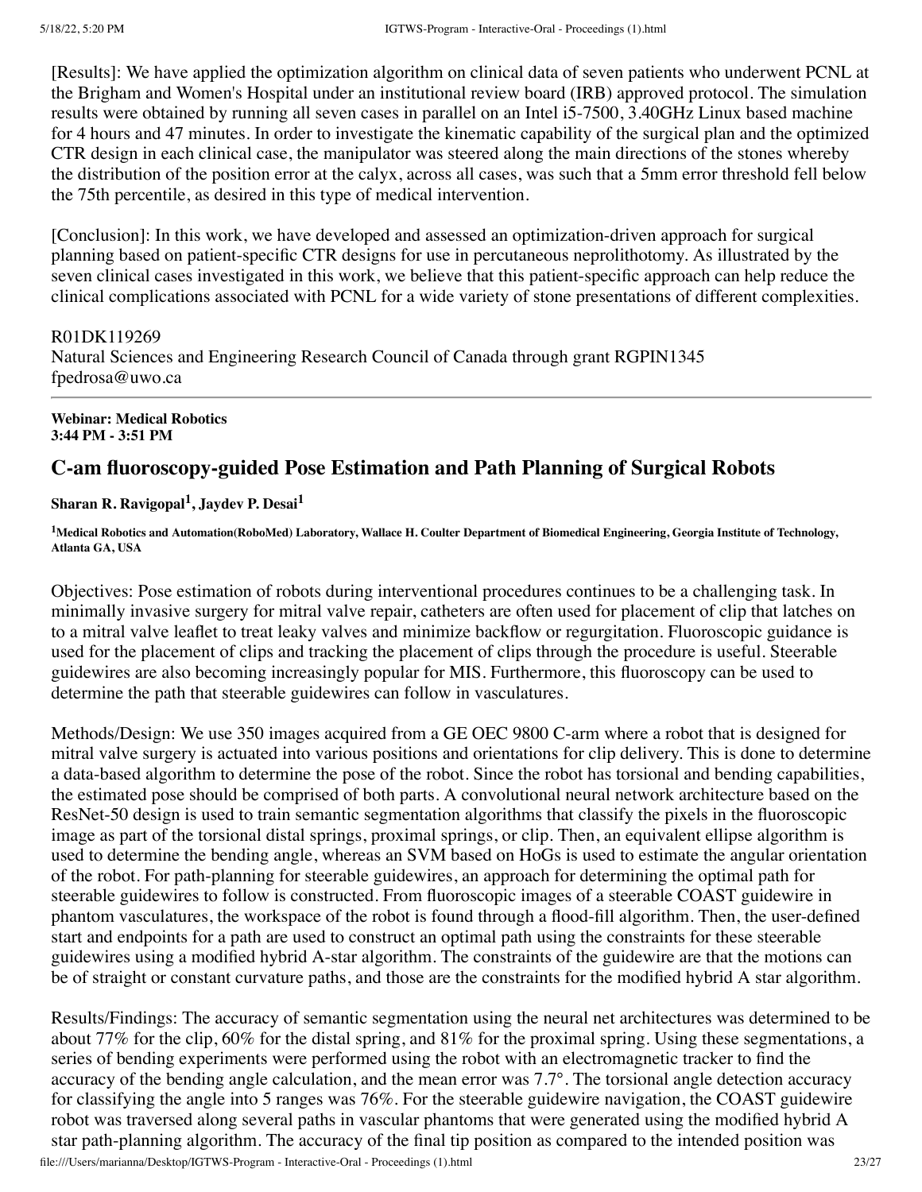[Results]: We have applied the optimization algorithm on clinical data of seven patients who underwent PCNL at the Brigham and Women's Hospital under an institutional review board (IRB) approved protocol. The simulation results were obtained by running all seven cases in parallel on an Intel i5-7500, 3.40GHz Linux based machine for 4 hours and 47 minutes. In order to investigate the kinematic capability of the surgical plan and the optimized CTR design in each clinical case, the manipulator was steered along the main directions of the stones whereby the distribution of the position error at the calyx, across all cases, was such that a 5mm error threshold fell below the 75th percentile, as desired in this type of medical intervention.

[Conclusion]: In this work, we have developed and assessed an optimization-driven approach for surgical planning based on patient-specific CTR designs for use in percutaneous neprolithotomy. As illustrated by the seven clinical cases investigated in this work, we believe that this patient-specific approach can help reduce the clinical complications associated with PCNL for a wide variety of stone presentations of different complexities.

R01DK119269
Natural Sciences and Engineering Research Council of Canada through grant RGPIN1345
fpedrosa@uwo.ca

---

**Webinar: Medical Robotics**
**3:44 PM - 3:51 PM**

## C-am fluoroscopy-guided Pose Estimation and Path Planning of Surgical Robots

**Sharan R. Ravigopal[1], Jaydev P. Desai[1]**

**[1]Medical Robotics and Automation(RoboMed) Laboratory, Wallace H. Coulter Department of Biomedical Engineering, Georgia Institute of Technology, Atlanta GA, USA**

Objectives: Pose estimation of robots during interventional procedures continues to be a challenging task. In minimally invasive surgery for mitral valve repair, catheters are often used for placement of clip that latches on to a mitral valve leaflet to treat leaky valves and minimize backflow or regurgitation. Fluoroscopic guidance is used for the placement of clips and tracking the placement of clips through the procedure is useful. Steerable guidewires are also becoming increasingly popular for MIS. Furthermore, this fluoroscopy can be used to determine the path that steerable guidewires can follow in vasculatures.

Methods/Design: We use 350 images acquired from a GE OEC 9800 C-arm where a robot that is designed for mitral valve surgery is actuated into various positions and orientations for clip delivery. This is done to determine a data-based algorithm to determine the pose of the robot. Since the robot has torsional and bending capabilities, the estimated pose should be comprised of both parts. A convolutional neural network architecture based on the ResNet-50 design is used to train semantic segmentation algorithms that classify the pixels in the fluoroscopic image as part of the torsional distal springs, proximal springs, or clip. Then, an equivalent ellipse algorithm is used to determine the bending angle, whereas an SVM based on HoGs is used to estimate the angular orientation of the robot. For path-planning for steerable guidewires, an approach for determining the optimal path for steerable guidewires to follow is constructed. From fluoroscopic images of a steerable COAST guidewire in phantom vasculatures, the workspace of the robot is found through a flood-fill algorithm. Then, the user-defined start and endpoints for a path are used to construct an optimal path using the constraints for these steerable guidewires using a modified hybrid A-star algorithm. The constraints of the guidewire are that the motions can be of straight or constant curvature paths, and those are the constraints for the modified hybrid A star algorithm.

Results/Findings: The accuracy of semantic segmentation using the neural net architectures was determined to be about 77% for the clip, 60% for the distal spring, and 81% for the proximal spring. Using these segmentations, a series of bending experiments were performed using the robot with an electromagnetic tracker to find the accuracy of the bending angle calculation, and the mean error was 7.7°. The torsional angle detection accuracy for classifying the angle into 5 ranges was 76%. For the steerable guidewire navigation, the COAST guidewire robot was traversed along several paths in vascular phantoms that were generated using the modified hybrid A star path-planning algorithm. The accuracy of the final tip position as compared to the intended position was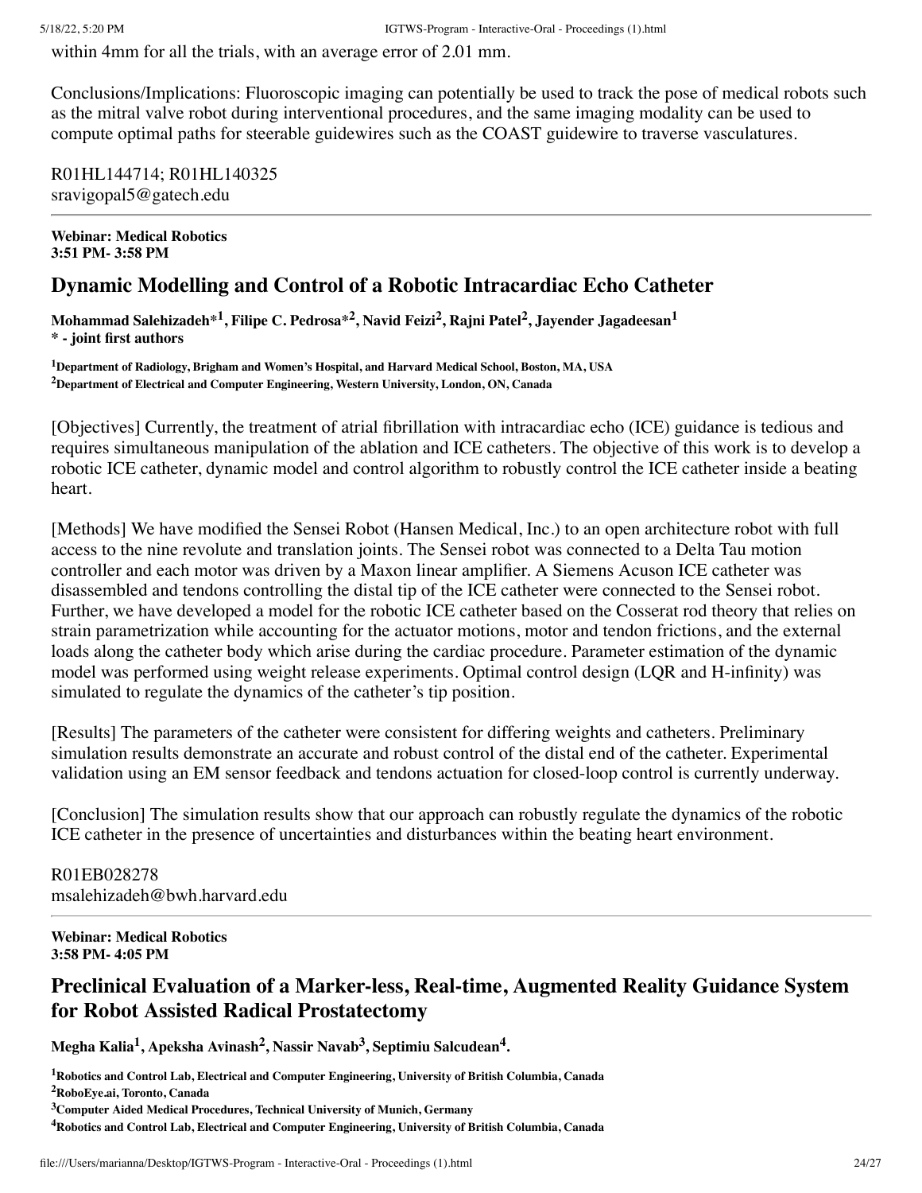within 4mm for all the trials, with an average error of 2.01 mm.

Conclusions/Implications: Fluoroscopic imaging can potentially be used to track the pose of medical robots such as the mitral valve robot during interventional procedures, and the same imaging modality can be used to compute optimal paths for steerable guidewires such as the COAST guidewire to traverse vasculatures.

R01HL144714; R01HL140325
sravigopal5@gatech.edu

---

**Webinar: Medical Robotics**
**3:51 PM- 3:58 PM**

## Dynamic Modelling and Control of a Robotic Intracardiac Echo Catheter

**Mohammad Salehizadeh*[1], Filipe C. Pedrosa*[2], Navid Feizi[2], Rajni Patel[2], Jayender Jagadeesan[1]**
**\* - joint first authors**

**[1]Department of Radiology, Brigham and Women's Hospital, and Harvard Medical School, Boston, MA, USA**
**[2]Department of Electrical and Computer Engineering, Western University, London, ON, Canada**

[Objectives] Currently, the treatment of atrial fibrillation with intracardiac echo (ICE) guidance is tedious and requires simultaneous manipulation of the ablation and ICE catheters. The objective of this work is to develop a robotic ICE catheter, dynamic model and control algorithm to robustly control the ICE catheter inside a beating heart.

[Methods] We have modified the Sensei Robot (Hansen Medical, Inc.) to an open architecture robot with full access to the nine revolute and translation joints. The Sensei robot was connected to a Delta Tau motion controller and each motor was driven by a Maxon linear amplifier. A Siemens Acuson ICE catheter was disassembled and tendons controlling the distal tip of the ICE catheter were connected to the Sensei robot. Further, we have developed a model for the robotic ICE catheter based on the Cosserat rod theory that relies on strain parametrization while accounting for the actuator motions, motor and tendon frictions, and the external loads along the catheter body which arise during the cardiac procedure. Parameter estimation of the dynamic model was performed using weight release experiments. Optimal control design (LQR and H-infinity) was simulated to regulate the dynamics of the catheter's tip position.

[Results] The parameters of the catheter were consistent for differing weights and catheters. Preliminary simulation results demonstrate an accurate and robust control of the distal end of the catheter. Experimental validation using an EM sensor feedback and tendons actuation for closed-loop control is currently underway.

[Conclusion] The simulation results show that our approach can robustly regulate the dynamics of the robotic ICE catheter in the presence of uncertainties and disturbances within the beating heart environment.

R01EB028278
msalehizadeh@bwh.harvard.edu

---

**Webinar: Medical Robotics**
**3:58 PM- 4:05 PM**

## Preclinical Evaluation of a Marker-less, Real-time, Augmented Reality Guidance System for Robot Assisted Radical Prostatectomy

**Megha Kalia[1], Apeksha Avinash[2], Nassir Navab[3], Septimiu Salcudean[4].**

**[1]Robotics and Control Lab, Electrical and Computer Engineering, University of British Columbia, Canada**
**[2]RoboEye.ai, Toronto, Canada**
**[3]Computer Aided Medical Procedures, Technical University of Munich, Germany**
**[4]Robotics and Control Lab, Electrical and Computer Engineering, University of British Columbia, Canada**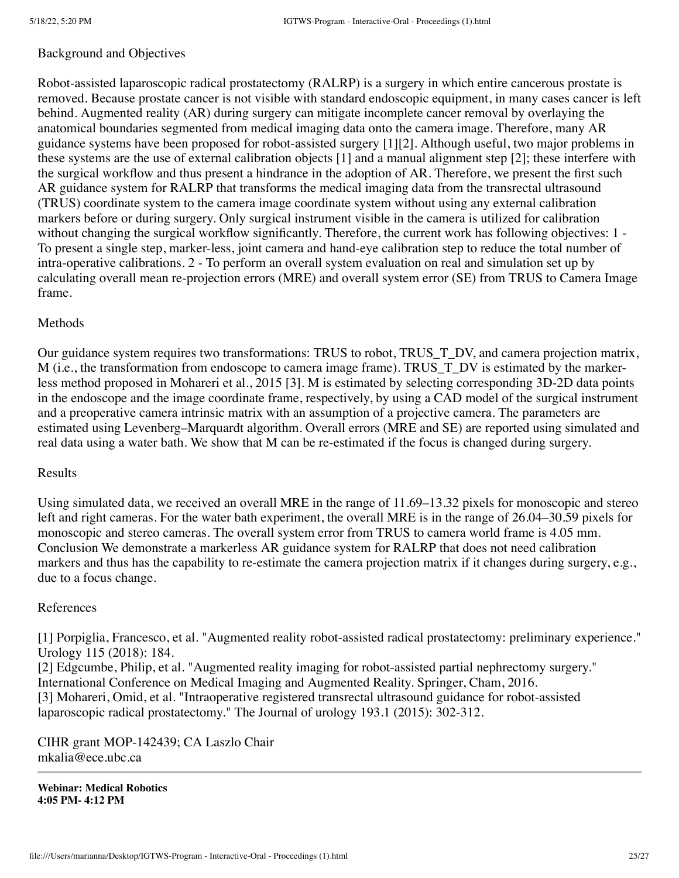Background and Objectives

Robot-assisted laparoscopic radical prostatectomy (RALRP) is a surgery in which entire cancerous prostate is removed. Because prostate cancer is not visible with standard endoscopic equipment, in many cases cancer is left behind. Augmented reality (AR) during surgery can mitigate incomplete cancer removal by overlaying the anatomical boundaries segmented from medical imaging data onto the camera image. Therefore, many AR guidance systems have been proposed for robot-assisted surgery [1][2]. Although useful, two major problems in these systems are the use of external calibration objects [1] and a manual alignment step [2]; these interfere with the surgical workflow and thus present a hindrance in the adoption of AR. Therefore, we present the first such AR guidance system for RALRP that transforms the medical imaging data from the transrectal ultrasound (TRUS) coordinate system to the camera image coordinate system without using any external calibration markers before or during surgery. Only surgical instrument visible in the camera is utilized for calibration without changing the surgical workflow significantly. Therefore, the current work has following objectives: 1 - To present a single step, marker-less, joint camera and hand-eye calibration step to reduce the total number of intra-operative calibrations. 2 - To perform an overall system evaluation on real and simulation set up by calculating overall mean re-projection errors (MRE) and overall system error (SE) from TRUS to Camera Image frame.

Methods

Our guidance system requires two transformations: TRUS to robot, TRUS_T_DV, and camera projection matrix, M (i.e., the transformation from endoscope to camera image frame). TRUS_T_DV is estimated by the marker-less method proposed in Mohareri et al., 2015 [3]. M is estimated by selecting corresponding 3D-2D data points in the endoscope and the image coordinate frame, respectively, by using a CAD model of the surgical instrument and a preoperative camera intrinsic matrix with an assumption of a projective camera. The parameters are estimated using Levenberg–Marquardt algorithm. Overall errors (MRE and SE) are reported using simulated and real data using a water bath. We show that M can be re-estimated if the focus is changed during surgery.

Results

Using simulated data, we received an overall MRE in the range of 11.69–13.32 pixels for monoscopic and stereo left and right cameras. For the water bath experiment, the overall MRE is in the range of 26.04–30.59 pixels for monoscopic and stereo cameras. The overall system error from TRUS to camera world frame is 4.05 mm. Conclusion We demonstrate a markerless AR guidance system for RALRP that does not need calibration markers and thus has the capability to re-estimate the camera projection matrix if it changes during surgery, e.g., due to a focus change.

References

[1] Porpiglia, Francesco, et al. "Augmented reality robot-assisted radical prostatectomy: preliminary experience." Urology 115 (2018): 184.
[2] Edgcumbe, Philip, et al. "Augmented reality imaging for robot-assisted partial nephrectomy surgery." International Conference on Medical Imaging and Augmented Reality. Springer, Cham, 2016.
[3] Mohareri, Omid, et al. "Intraoperative registered transrectal ultrasound guidance for robot-assisted laparoscopic radical prostatectomy." The Journal of urology 193.1 (2015): 302-312.

CIHR grant MOP-142439; CA Laszlo Chair
mkalia@ece.ubc.ca

---

**Webinar: Medical Robotics**
**4:05 PM- 4:12 PM**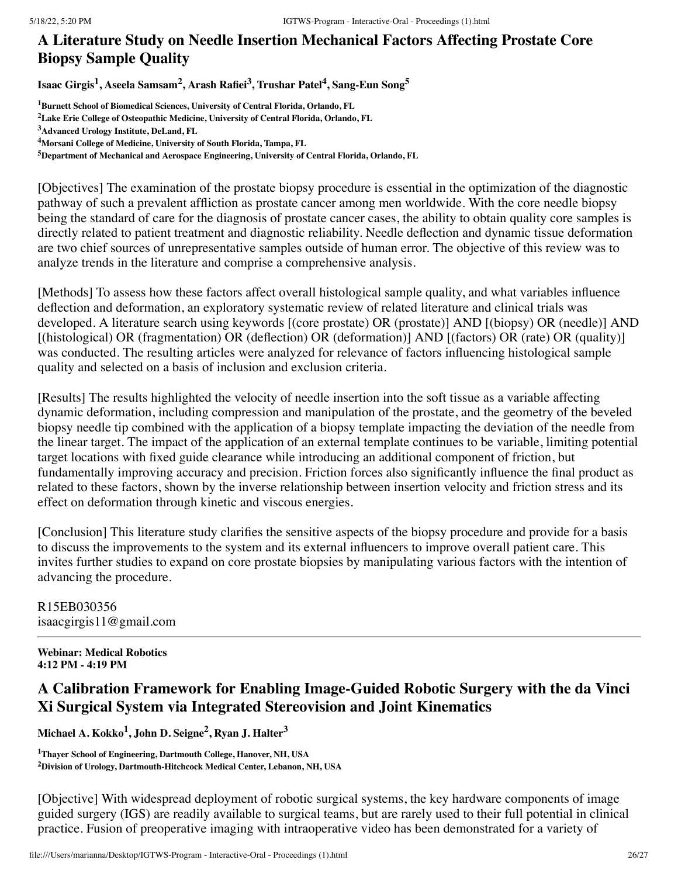## A Literature Study on Needle Insertion Mechanical Factors Affecting Prostate Core Biopsy Sample Quality

**Isaac Girgis[1], Aseela Samsam[2], Arash Rafiei[3], Trushar Patel[4], Sang-Eun Song[5]**

[1]**Burnett School of Biomedical Sciences, University of Central Florida, Orlando, FL**
[2]**Lake Erie College of Osteopathic Medicine, University of Central Florida, Orlando, FL**
[3]**Advanced Urology Institute, DeLand, FL**
[4]**Morsani College of Medicine, University of South Florida, Tampa, FL**
[5]**Department of Mechanical and Aerospace Engineering, University of Central Florida, Orlando, FL**

[Objectives] The examination of the prostate biopsy procedure is essential in the optimization of the diagnostic pathway of such a prevalent affliction as prostate cancer among men worldwide. With the core needle biopsy being the standard of care for the diagnosis of prostate cancer cases, the ability to obtain quality core samples is directly related to patient treatment and diagnostic reliability. Needle deflection and dynamic tissue deformation are two chief sources of unrepresentative samples outside of human error. The objective of this review was to analyze trends in the literature and comprise a comprehensive analysis.

[Methods] To assess how these factors affect overall histological sample quality, and what variables influence deflection and deformation, an exploratory systematic review of related literature and clinical trials was developed. A literature search using keywords [(core prostate) OR (prostate)] AND [(biopsy) OR (needle)] AND [(histological) OR (fragmentation) OR (deflection) OR (deformation)] AND [(factors) OR (rate) OR (quality)] was conducted. The resulting articles were analyzed for relevance of factors influencing histological sample quality and selected on a basis of inclusion and exclusion criteria.

[Results] The results highlighted the velocity of needle insertion into the soft tissue as a variable affecting dynamic deformation, including compression and manipulation of the prostate, and the geometry of the beveled biopsy needle tip combined with the application of a biopsy template impacting the deviation of the needle from the linear target. The impact of the application of an external template continues to be variable, limiting potential target locations with fixed guide clearance while introducing an additional component of friction, but fundamentally improving accuracy and precision. Friction forces also significantly influence the final product as related to these factors, shown by the inverse relationship between insertion velocity and friction stress and its effect on deformation through kinetic and viscous energies.

[Conclusion] This literature study clarifies the sensitive aspects of the biopsy procedure and provide for a basis to discuss the improvements to the system and its external influencers to improve overall patient care. This invites further studies to expand on core prostate biopsies by manipulating various factors with the intention of advancing the procedure.

R15EB030356
isaacgirgis11@gmail.com

---

**Webinar: Medical Robotics**
**4:12 PM - 4:19 PM**

## A Calibration Framework for Enabling Image-Guided Robotic Surgery with the da Vinci Xi Surgical System via Integrated Stereovision and Joint Kinematics

**Michael A. Kokko[1], John D. Seigne[2], Ryan J. Halter[3]**

[1]**Thayer School of Engineering, Dartmouth College, Hanover, NH, USA**
[2]**Division of Urology, Dartmouth-Hitchcock Medical Center, Lebanon, NH, USA**

[Objective] With widespread deployment of robotic surgical systems, the key hardware components of image guided surgery (IGS) are readily available to surgical teams, but are rarely used to their full potential in clinical practice. Fusion of preoperative imaging with intraoperative video has been demonstrated for a variety of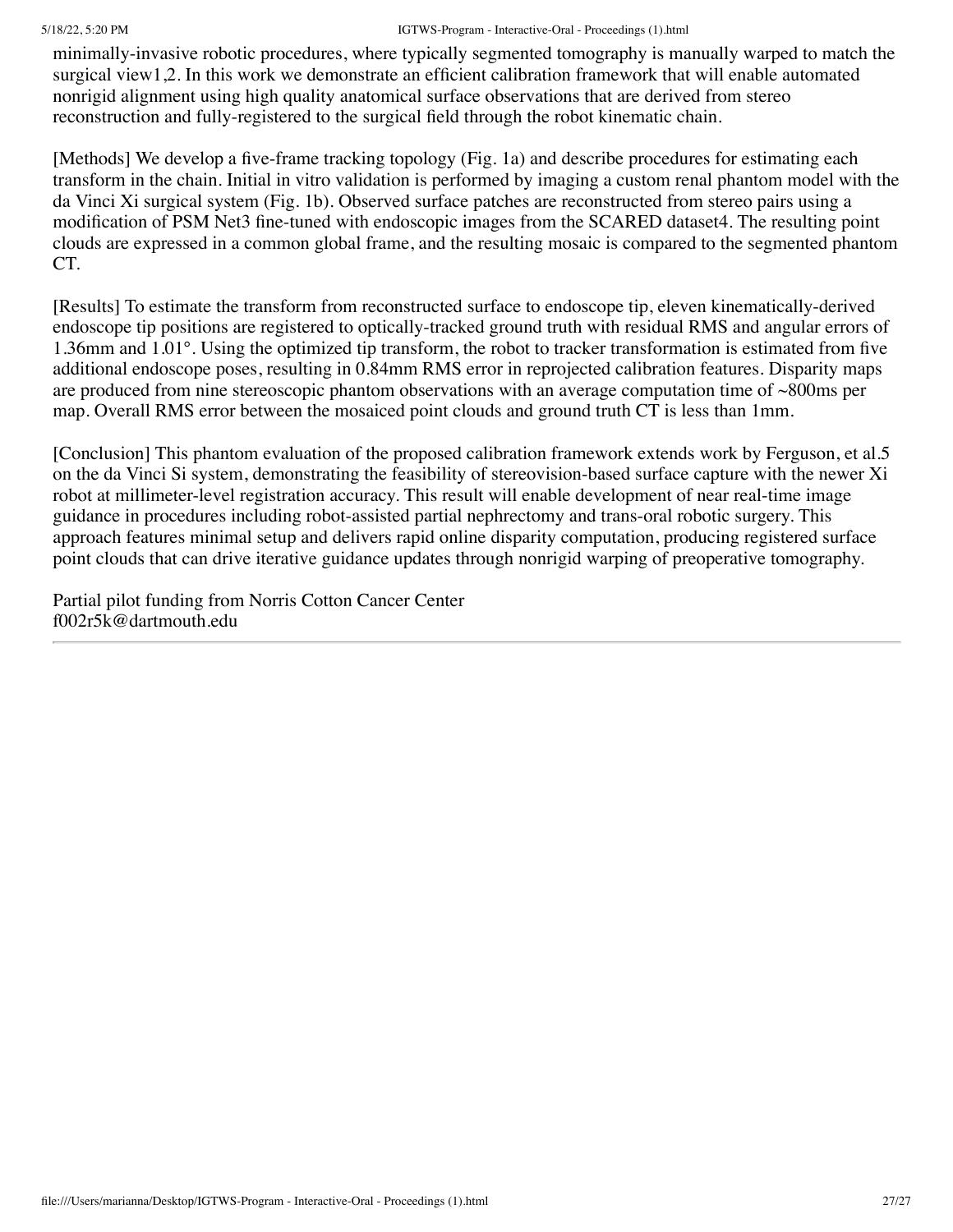minimally-invasive robotic procedures, where typically segmented tomography is manually warped to match the surgical view[1,2]. In this work we demonstrate an efficient calibration framework that will enable automated nonrigid alignment using high quality anatomical surface observations that are derived from stereo reconstruction and fully-registered to the surgical field through the robot kinematic chain.

[Methods] We develop a five-frame tracking topology (Fig. 1a) and describe procedures for estimating each transform in the chain. Initial in vitro validation is performed by imaging a custom renal phantom model with the da Vinci Xi surgical system (Fig. 1b). Observed surface patches are reconstructed from stereo pairs using a modification of PSM Net[3] fine-tuned with endoscopic images from the SCARED dataset[4]. The resulting point clouds are expressed in a common global frame, and the resulting mosaic is compared to the segmented phantom CT.

[Results] To estimate the transform from reconstructed surface to endoscope tip, eleven kinematically-derived endoscope tip positions are registered to optically-tracked ground truth with residual RMS and angular errors of 1.36mm and 1.01°. Using the optimized tip transform, the robot to tracker transformation is estimated from five additional endoscope poses, resulting in 0.84mm RMS error in reprojected calibration features. Disparity maps are produced from nine stereoscopic phantom observations with an average computation time of ~800ms per map. Overall RMS error between the mosaiced point clouds and ground truth CT is less than 1mm.

[Conclusion] This phantom evaluation of the proposed calibration framework extends work by Ferguson, et al.[5] on the da Vinci Si system, demonstrating the feasibility of stereovision-based surface capture with the newer Xi robot at millimeter-level registration accuracy. This result will enable development of near real-time image guidance in procedures including robot-assisted partial nephrectomy and trans-oral robotic surgery. This approach features minimal setup and delivers rapid online disparity computation, producing registered surface point clouds that can drive iterative guidance updates through nonrigid warping of preoperative tomography.

Partial pilot funding from Norris Cotton Cancer Center
f002r5k@dartmouth.edu

---